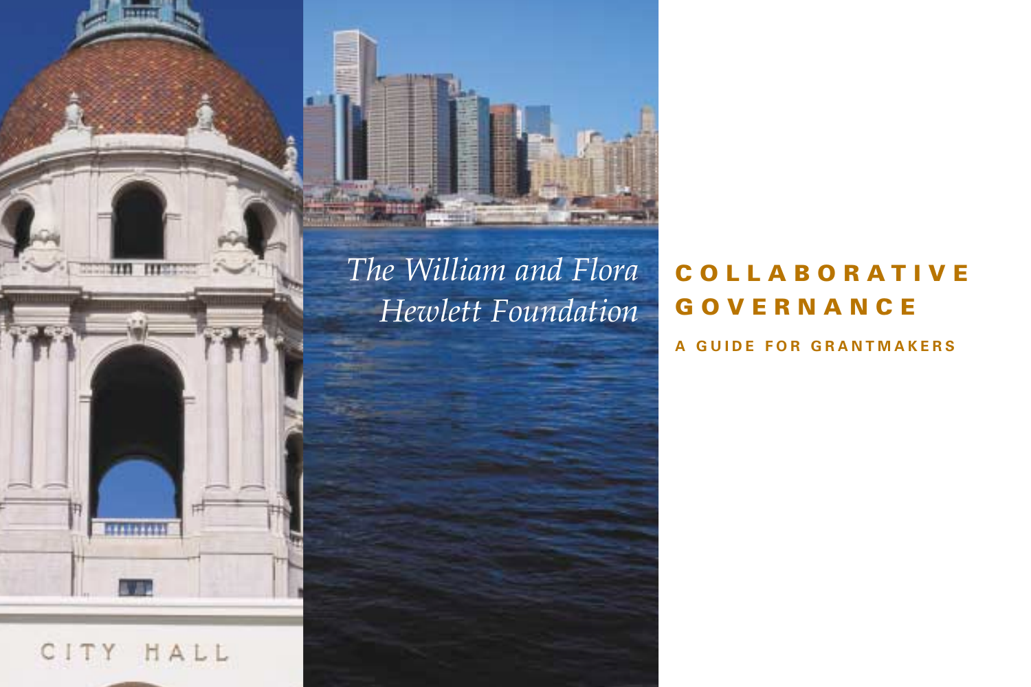*The William and Flora Hewlett Foundation*

# COLLABORATIVE GOVERNANCE

## A GUIDE FOR GRANTMAKERS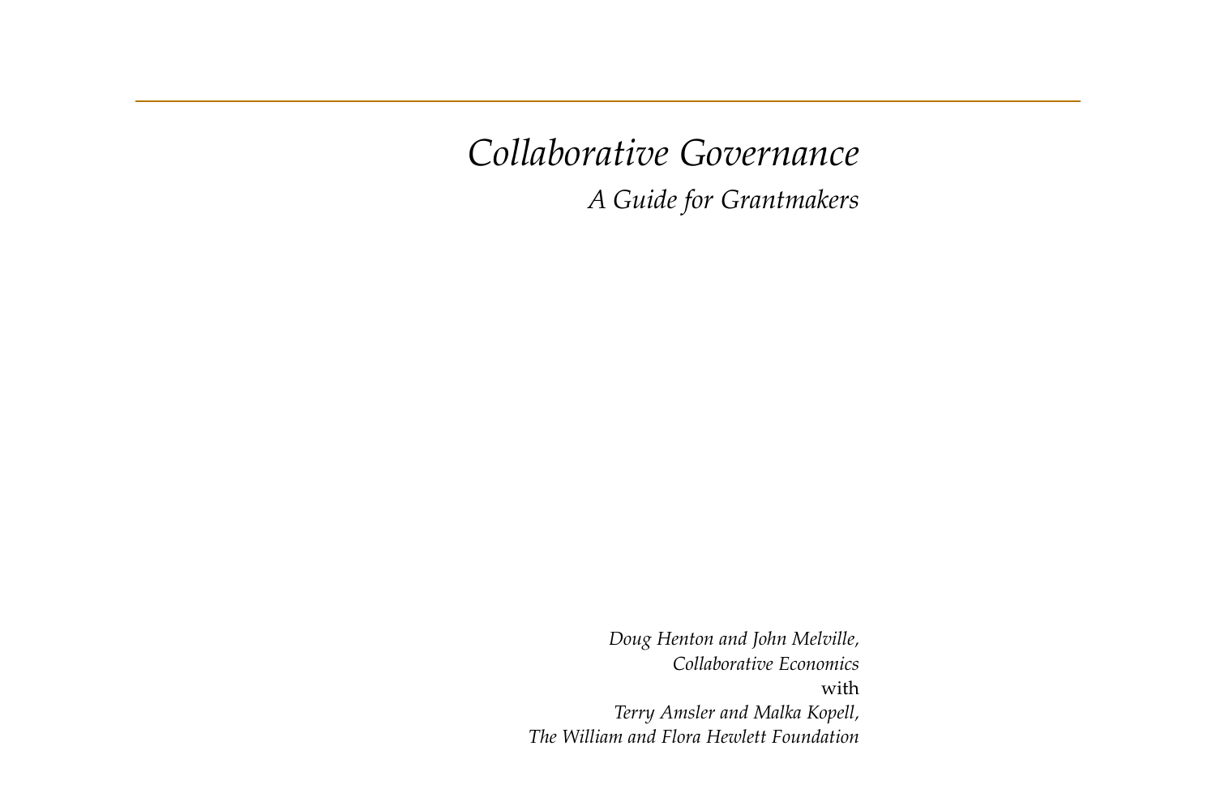# *Collaborative Governance*

## *A Guide for Grantmakers*

*Doug Henton and John Melville,*
*Collaborative Economics*
with
*Terry Amsler and Malka Kopell,*
*The William and Flora Hewlett Foundation*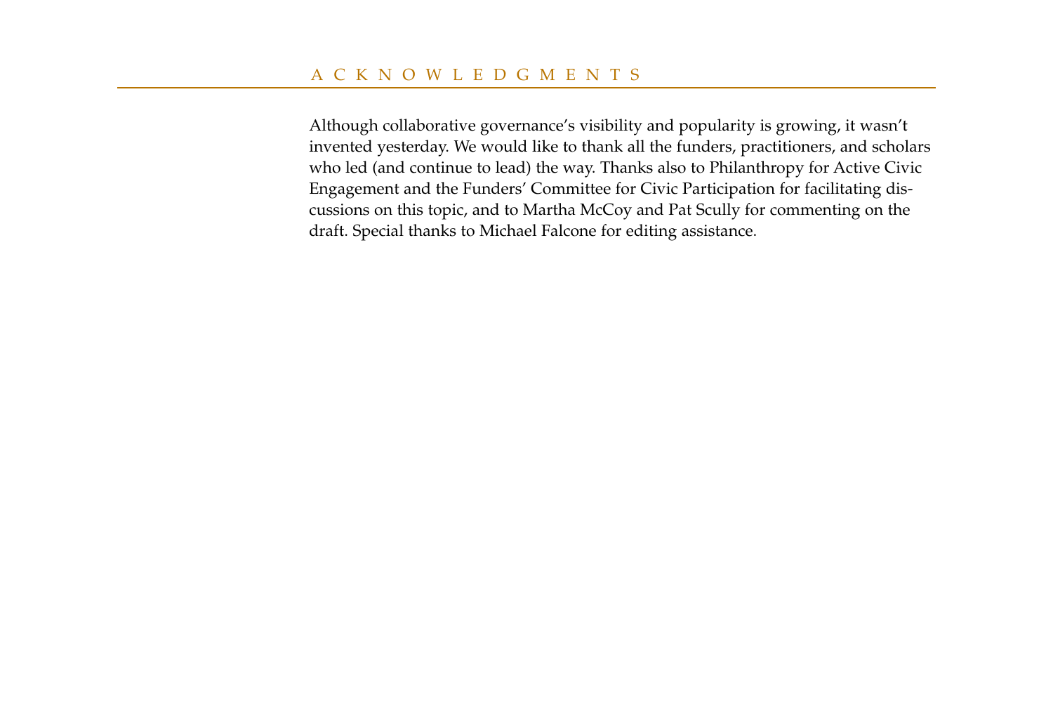# ACKNOWLEDGMENTS

Although collaborative governance's visibility and popularity is growing, it wasn't invented yesterday. We would like to thank all the funders, practitioners, and scholars who led (and continue to lead) the way. Thanks also to Philanthropy for Active Civic Engagement and the Funders' Committee for Civic Participation for facilitating discussions on this topic, and to Martha McCoy and Pat Scully for commenting on the draft. Special thanks to Michael Falcone for editing assistance.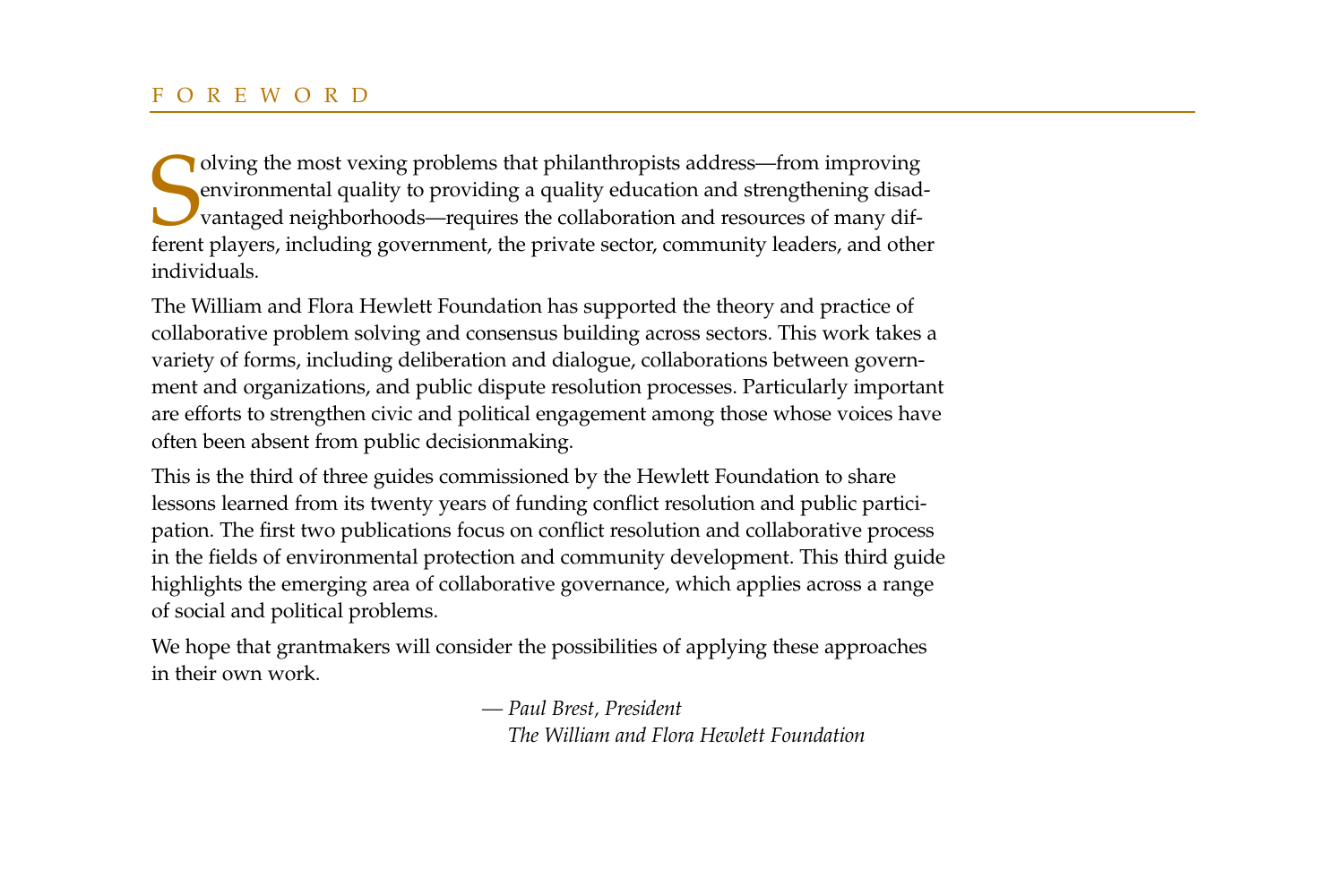# FOREWORD

Solving the most vexing problems that philanthropists address—from improving environmental quality to providing a quality education and strengthening disadvantaged neighborhoods—requires the collaboration and resources of many different players, including government, the private sector, community leaders, and other individuals.

The William and Flora Hewlett Foundation has supported the theory and practice of collaborative problem solving and consensus building across sectors. This work takes a variety of forms, including deliberation and dialogue, collaborations between government and organizations, and public dispute resolution processes. Particularly important are efforts to strengthen civic and political engagement among those whose voices have often been absent from public decisionmaking.

This is the third of three guides commissioned by the Hewlett Foundation to share lessons learned from its twenty years of funding conflict resolution and public participation. The first two publications focus on conflict resolution and collaborative process in the fields of environmental protection and community development. This third guide highlights the emerging area of collaborative governance, which applies across a range of social and political problems.

We hope that grantmakers will consider the possibilities of applying these approaches in their own work.

— *Paul Brest, President*
*The William and Flora Hewlett Foundation*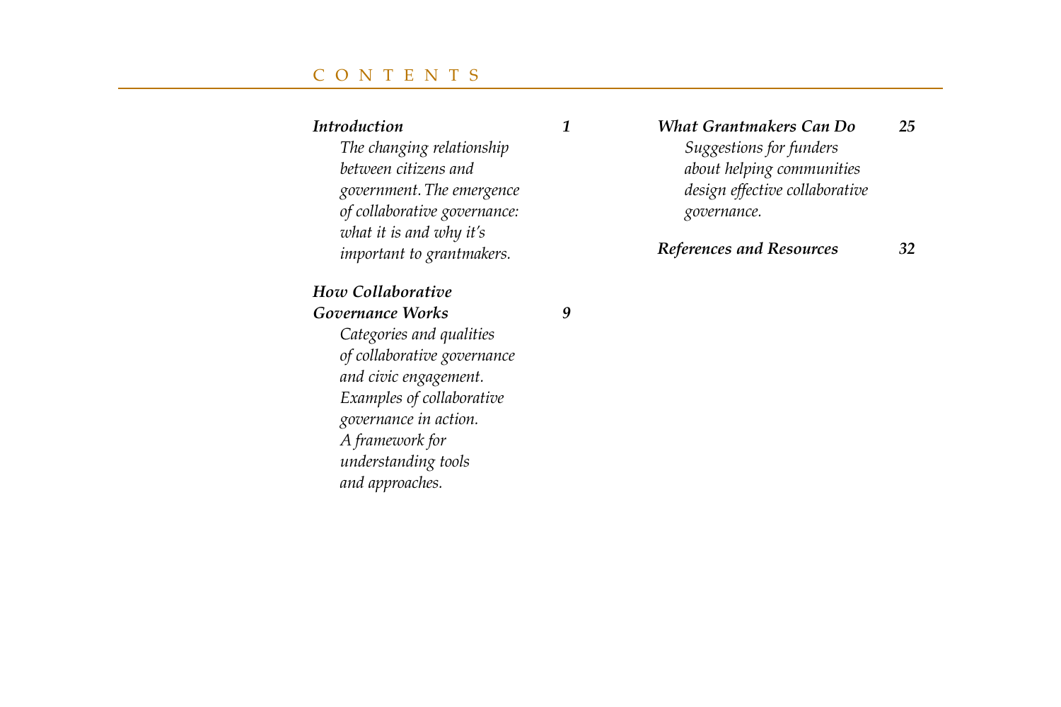# CONTENTS

***Introduction*** **1**

*The changing relationship between citizens and government. The emergence of collaborative governance: what it is and why it's important to grantmakers.*

***How Collaborative Governance Works*** **9**

*Categories and qualities of collaborative governance and civic engagement. Examples of collaborative governance in action. A framework for understanding tools and approaches.*

***What Grantmakers Can Do*** **25**

*Suggestions for funders about helping communities design effective collaborative governance.*

***References and Resources*** **32**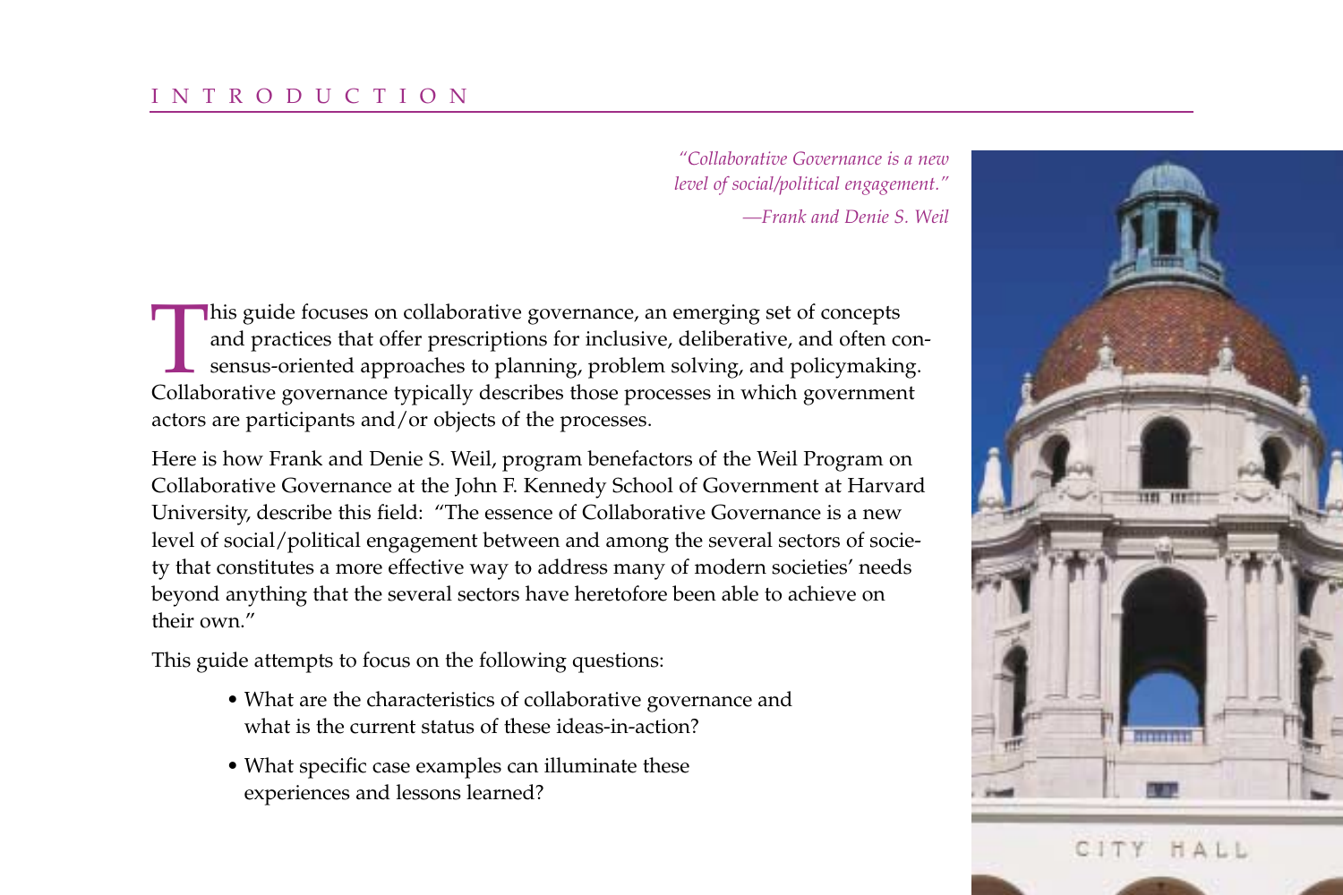# INTRODUCTION

*"Collaborative Governance is a new level of social/political engagement."*

*—Frank and Denie S. Weil*

This guide focuses on collaborative governance, an emerging set of concepts and practices that offer prescriptions for inclusive, deliberative, and often consensus-oriented approaches to planning, problem solving, and policymaking. Collaborative governance typically describes those processes in which government actors are participants and/or objects of the processes.

Here is how Frank and Denie S. Weil, program benefactors of the Weil Program on Collaborative Governance at the John F. Kennedy School of Government at Harvard University, describe this field: "The essence of Collaborative Governance is a new level of social/political engagement between and among the several sectors of society that constitutes a more effective way to address many of modern societies' needs beyond anything that the several sectors have heretofore been able to achieve on their own."

This guide attempts to focus on the following questions:

- What are the characteristics of collaborative governance and what is the current status of these ideas-in-action?
- What specific case examples can illuminate these experiences and lessons learned?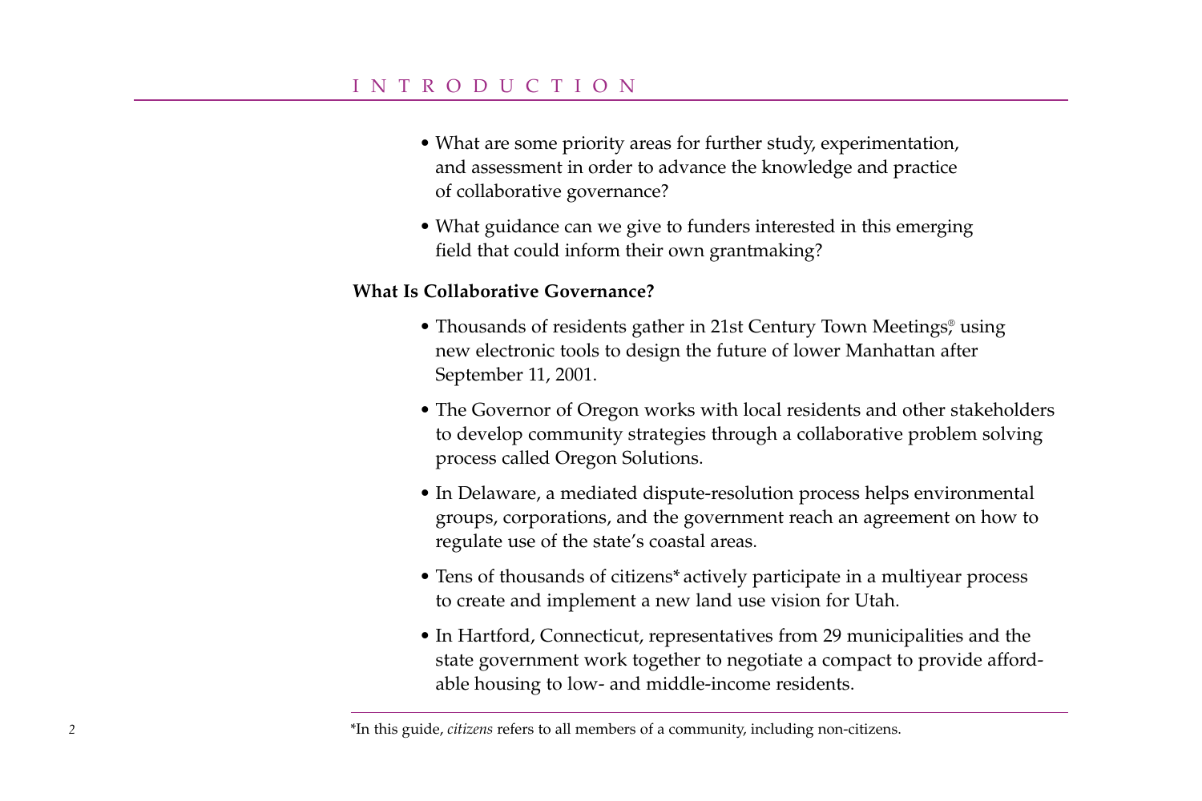- What are some priority areas for further study, experimentation, and assessment in order to advance the knowledge and practice of collaborative governance?
- What guidance can we give to funders interested in this emerging field that could inform their own grantmaking?

### What Is Collaborative Governance?

- Thousands of residents gather in 21st Century Town Meetings,® using new electronic tools to design the future of lower Manhattan after September 11, 2001.
- The Governor of Oregon works with local residents and other stakeholders to develop community strategies through a collaborative problem solving process called Oregon Solutions.
- In Delaware, a mediated dispute-resolution process helps environmental groups, corporations, and the government reach an agreement on how to regulate use of the state's coastal areas.
- Tens of thousands of citizens* actively participate in a multiyear process to create and implement a new land use vision for Utah.
- In Hartford, Connecticut, representatives from 29 municipalities and the state government work together to negotiate a compact to provide affordable housing to low- and middle-income residents.

*In this guide, *citizens* refers to all members of a community, including non-citizens.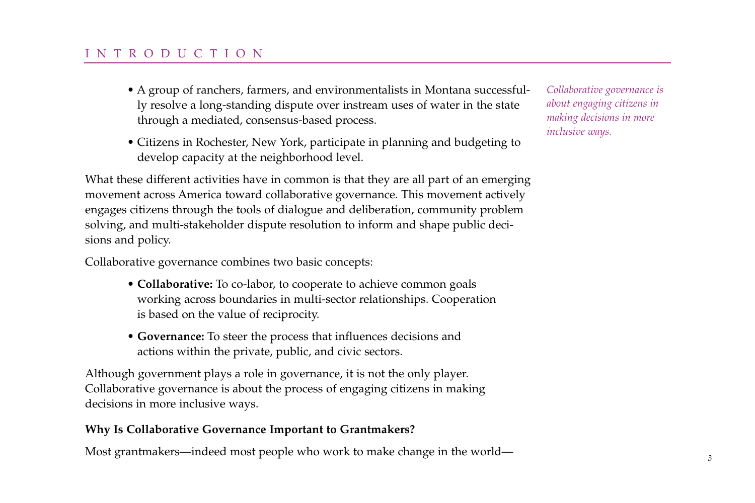- A group of ranchers, farmers, and environmentalists in Montana successfully resolve a long-standing dispute over instream uses of water in the state through a mediated, consensus-based process.
- Citizens in Rochester, New York, participate in planning and budgeting to develop capacity at the neighborhood level.

*Collaborative governance is about engaging citizens in making decisions in more inclusive ways.*

What these different activities have in common is that they are all part of an emerging movement across America toward collaborative governance. This movement actively engages citizens through the tools of dialogue and deliberation, community problem solving, and multi-stakeholder dispute resolution to inform and shape public decisions and policy.

Collaborative governance combines two basic concepts:

- **Collaborative:** To co-labor, to cooperate to achieve common goals working across boundaries in multi-sector relationships. Cooperation is based on the value of reciprocity.
- **Governance:** To steer the process that influences decisions and actions within the private, public, and civic sectors.

Although government plays a role in governance, it is not the only player. Collaborative governance is about the process of engaging citizens in making decisions in more inclusive ways.

**Why Is Collaborative Governance Important to Grantmakers?**

Most grantmakers—indeed most people who work to make change in the world—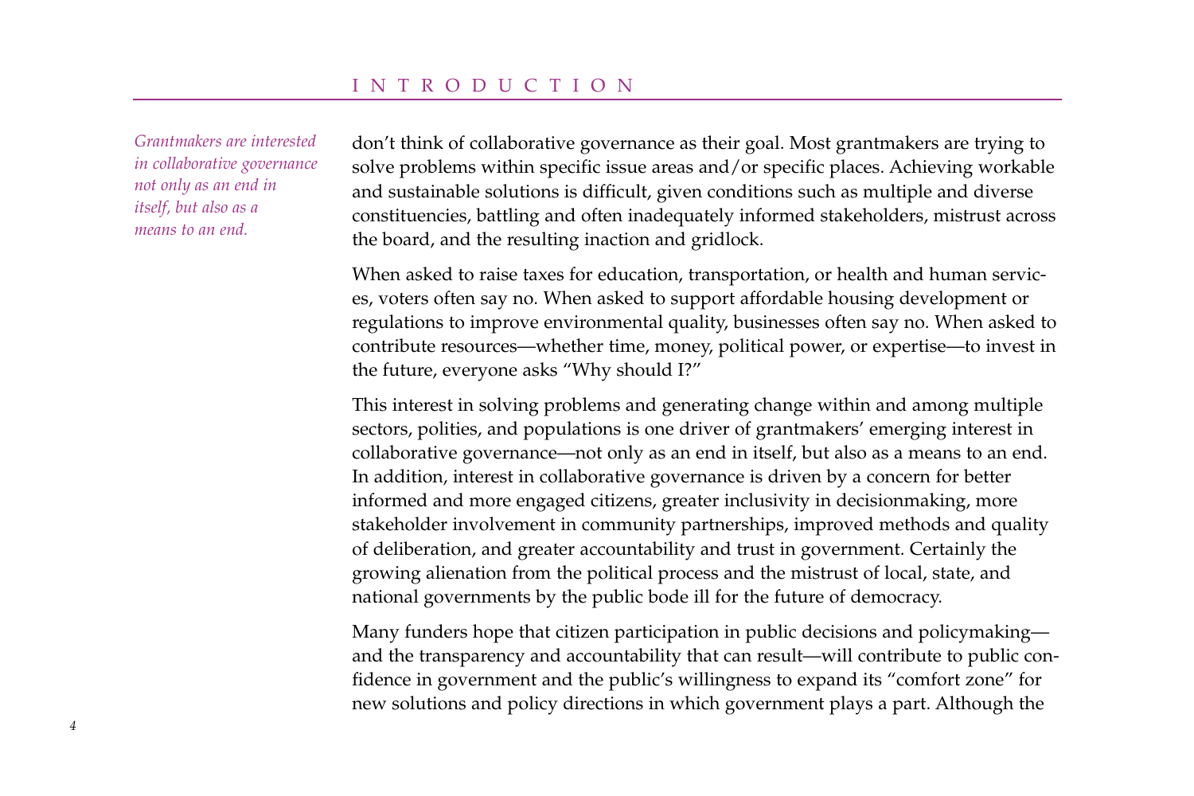*Grantmakers are interested in collaborative governance not only as an end in itself, but also as a means to an end.*

don't think of collaborative governance as their goal. Most grantmakers are trying to solve problems within specific issue areas and/or specific places. Achieving workable and sustainable solutions is difficult, given conditions such as multiple and diverse constituencies, battling and often inadequately informed stakeholders, mistrust across the board, and the resulting inaction and gridlock.

When asked to raise taxes for education, transportation, or health and human services, voters often say no. When asked to support affordable housing development or regulations to improve environmental quality, businesses often say no. When asked to contribute resources—whether time, money, political power, or expertise—to invest in the future, everyone asks "Why should I?"

This interest in solving problems and generating change within and among multiple sectors, polities, and populations is one driver of grantmakers' emerging interest in collaborative governance—not only as an end in itself, but also as a means to an end. In addition, interest in collaborative governance is driven by a concern for better informed and more engaged citizens, greater inclusivity in decisionmaking, more stakeholder involvement in community partnerships, improved methods and quality of deliberation, and greater accountability and trust in government. Certainly the growing alienation from the political process and the mistrust of local, state, and national governments by the public bode ill for the future of democracy.

Many funders hope that citizen participation in public decisions and policymaking—and the transparency and accountability that can result—will contribute to public confidence in government and the public's willingness to expand its "comfort zone" for new solutions and policy directions in which government plays a part. Although the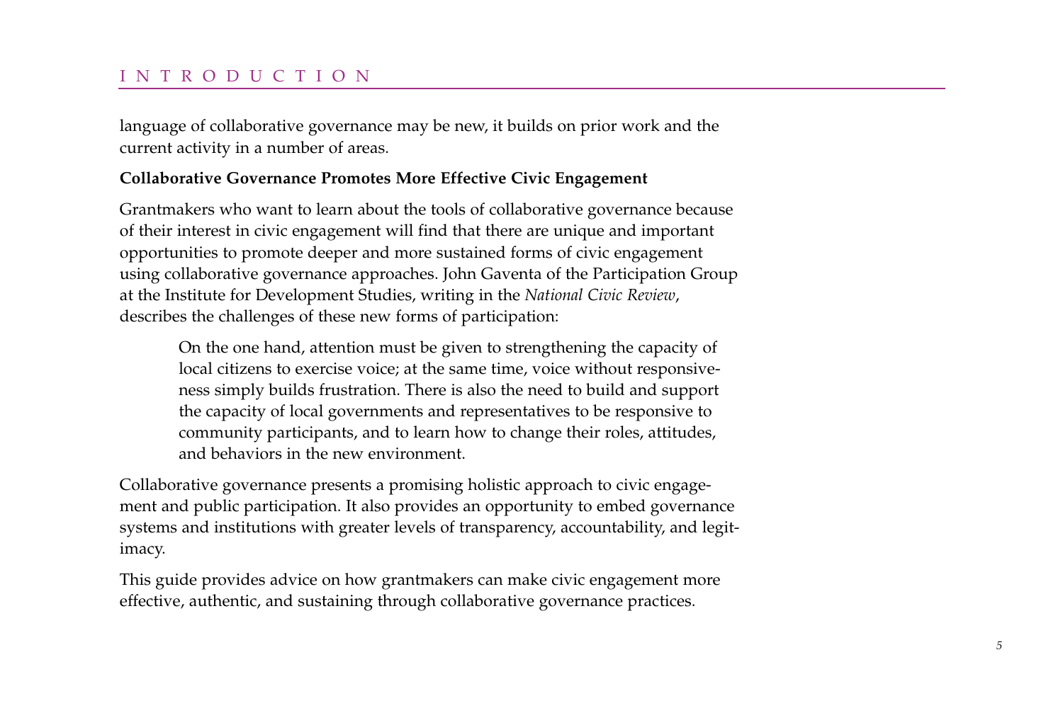language of collaborative governance may be new, it builds on prior work and the current activity in a number of areas.

**Collaborative Governance Promotes More Effective Civic Engagement**

Grantmakers who want to learn about the tools of collaborative governance because of their interest in civic engagement will find that there are unique and important opportunities to promote deeper and more sustained forms of civic engagement using collaborative governance approaches. John Gaventa of the Participation Group at the Institute for Development Studies, writing in the *National Civic Review*, describes the challenges of these new forms of participation:

> On the one hand, attention must be given to strengthening the capacity of local citizens to exercise voice; at the same time, voice without responsiveness simply builds frustration. There is also the need to build and support the capacity of local governments and representatives to be responsive to community participants, and to learn how to change their roles, attitudes, and behaviors in the new environment.

Collaborative governance presents a promising holistic approach to civic engagement and public participation. It also provides an opportunity to embed governance systems and institutions with greater levels of transparency, accountability, and legitimacy.

This guide provides advice on how grantmakers can make civic engagement more effective, authentic, and sustaining through collaborative governance practices.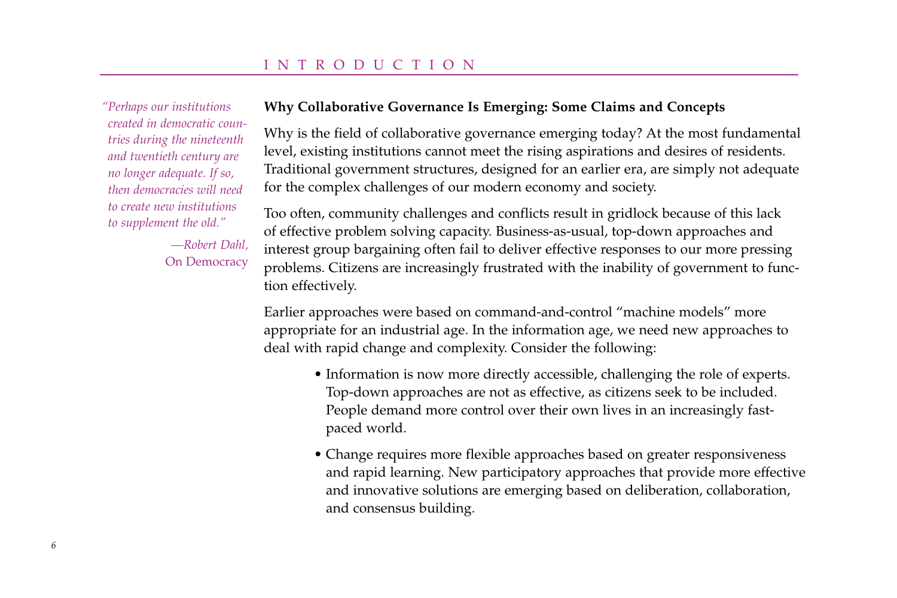*"Perhaps our institutions created in democratic countries during the nineteenth and twentieth century are no longer adequate. If so, then democracies will need to create new institutions to supplement the old."*

*—Robert Dahl,* On Democracy

### Why Collaborative Governance Is Emerging: Some Claims and Concepts

Why is the field of collaborative governance emerging today? At the most fundamental level, existing institutions cannot meet the rising aspirations and desires of residents. Traditional government structures, designed for an earlier era, are simply not adequate for the complex challenges of our modern economy and society.

Too often, community challenges and conflicts result in gridlock because of this lack of effective problem solving capacity. Business-as-usual, top-down approaches and interest group bargaining often fail to deliver effective responses to our more pressing problems. Citizens are increasingly frustrated with the inability of government to function effectively.

Earlier approaches were based on command-and-control "machine models" more appropriate for an industrial age. In the information age, we need new approaches to deal with rapid change and complexity. Consider the following:

- Information is now more directly accessible, challenging the role of experts. Top-down approaches are not as effective, as citizens seek to be included. People demand more control over their own lives in an increasingly fast-paced world.
- Change requires more flexible approaches based on greater responsiveness and rapid learning. New participatory approaches that provide more effective and innovative solutions are emerging based on deliberation, collaboration, and consensus building.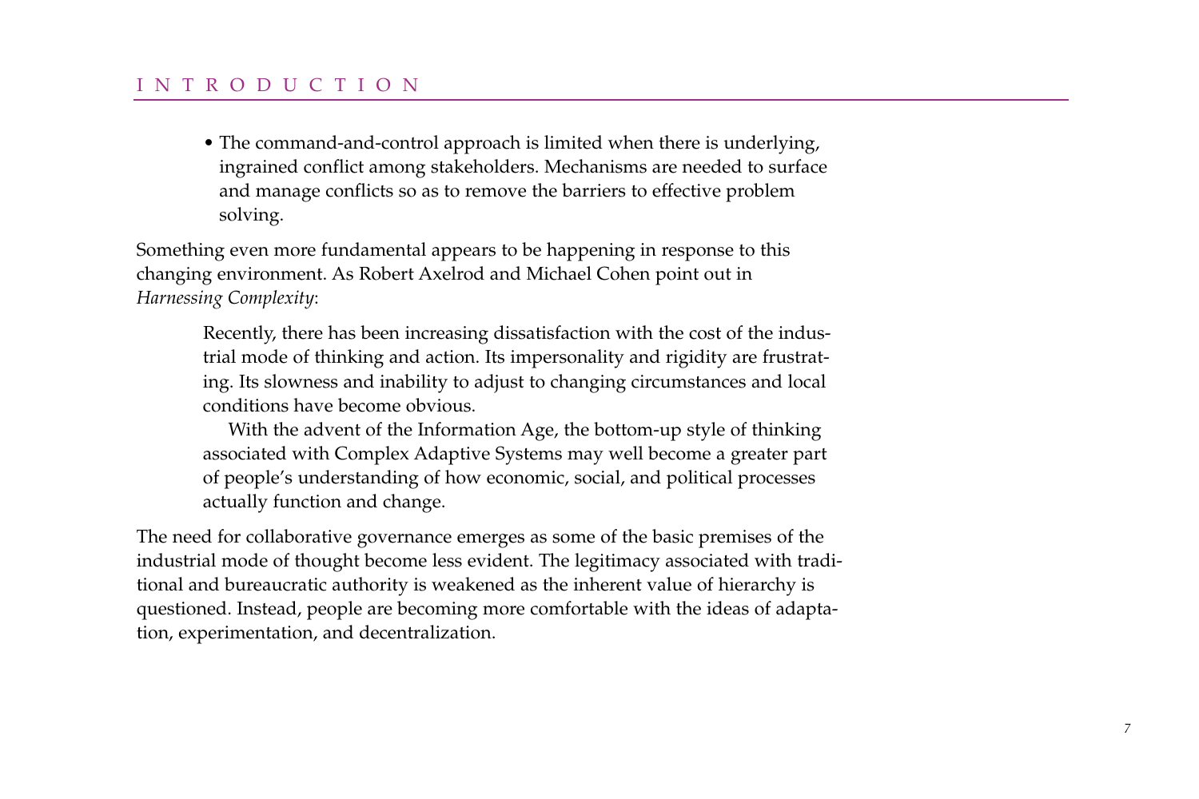- The command-and-control approach is limited when there is underlying, ingrained conflict among stakeholders. Mechanisms are needed to surface and manage conflicts so as to remove the barriers to effective problem solving.

Something even more fundamental appears to be happening in response to this changing environment. As Robert Axelrod and Michael Cohen point out in *Harnessing Complexity*:

> Recently, there has been increasing dissatisfaction with the cost of the industrial mode of thinking and action. Its impersonality and rigidity are frustrating. Its slowness and inability to adjust to changing circumstances and local conditions have become obvious.
>
> With the advent of the Information Age, the bottom-up style of thinking associated with Complex Adaptive Systems may well become a greater part of people's understanding of how economic, social, and political processes actually function and change.

The need for collaborative governance emerges as some of the basic premises of the industrial mode of thought become less evident. The legitimacy associated with traditional and bureaucratic authority is weakened as the inherent value of hierarchy is questioned. Instead, people are becoming more comfortable with the ideas of adaptation, experimentation, and decentralization.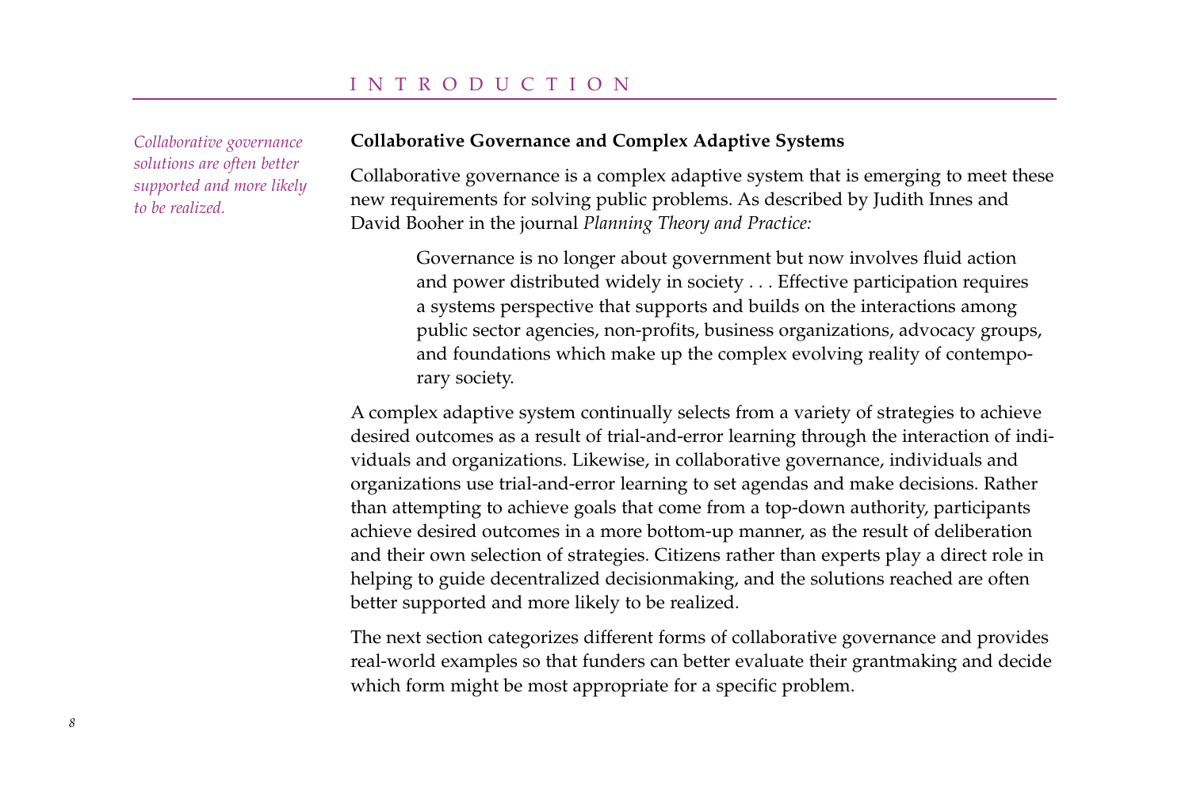*Collaborative governance solutions are often better supported and more likely to be realized.*

### Collaborative Governance and Complex Adaptive Systems

Collaborative governance is a complex adaptive system that is emerging to meet these new requirements for solving public problems. As described by Judith Innes and David Booher in the journal *Planning Theory and Practice:*

> Governance is no longer about government but now involves fluid action and power distributed widely in society . . . Effective participation requires a systems perspective that supports and builds on the interactions among public sector agencies, non-profits, business organizations, advocacy groups, and foundations which make up the complex evolving reality of contemporary society.

A complex adaptive system continually selects from a variety of strategies to achieve desired outcomes as a result of trial-and-error learning through the interaction of individuals and organizations. Likewise, in collaborative governance, individuals and organizations use trial-and-error learning to set agendas and make decisions. Rather than attempting to achieve goals that come from a top-down authority, participants achieve desired outcomes in a more bottom-up manner, as the result of deliberation and their own selection of strategies. Citizens rather than experts play a direct role in helping to guide decentralized decisionmaking, and the solutions reached are often better supported and more likely to be realized.

The next section categorizes different forms of collaborative governance and provides real-world examples so that funders can better evaluate their grantmaking and decide which form might be most appropriate for a specific problem.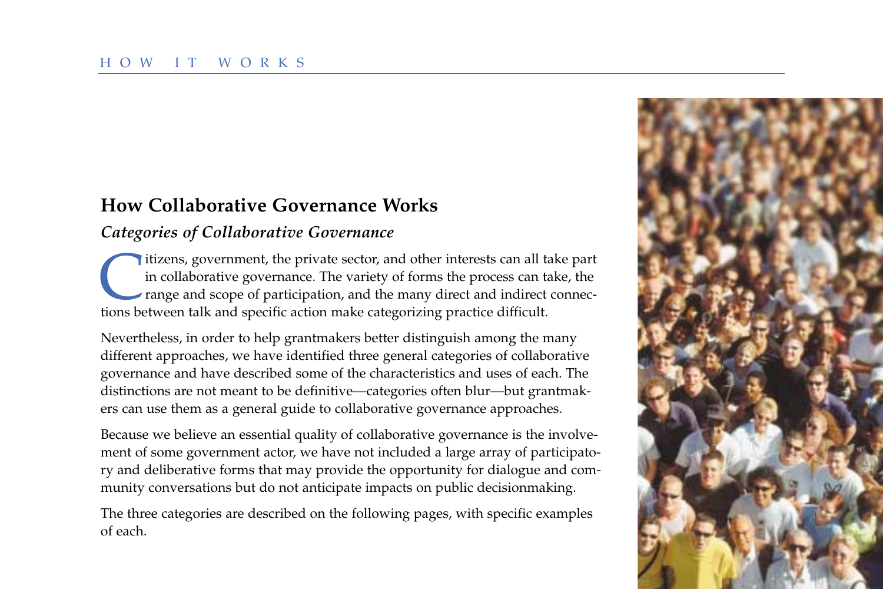## How Collaborative Governance Works

### *Categories of Collaborative Governance*

Citizens, government, the private sector, and other interests can all take part in collaborative governance. The variety of forms the process can take, the range and scope of participation, and the many direct and indirect connections between talk and specific action make categorizing practice difficult.

Nevertheless, in order to help grantmakers better distinguish among the many different approaches, we have identified three general categories of collaborative governance and have described some of the characteristics and uses of each. The distinctions are not meant to be definitive—categories often blur—but grantmakers can use them as a general guide to collaborative governance approaches.

Because we believe an essential quality of collaborative governance is the involvement of some government actor, we have not included a large array of participatory and deliberative forms that may provide the opportunity for dialogue and community conversations but do not anticipate impacts on public decisionmaking.

The three categories are described on the following pages, with specific examples of each.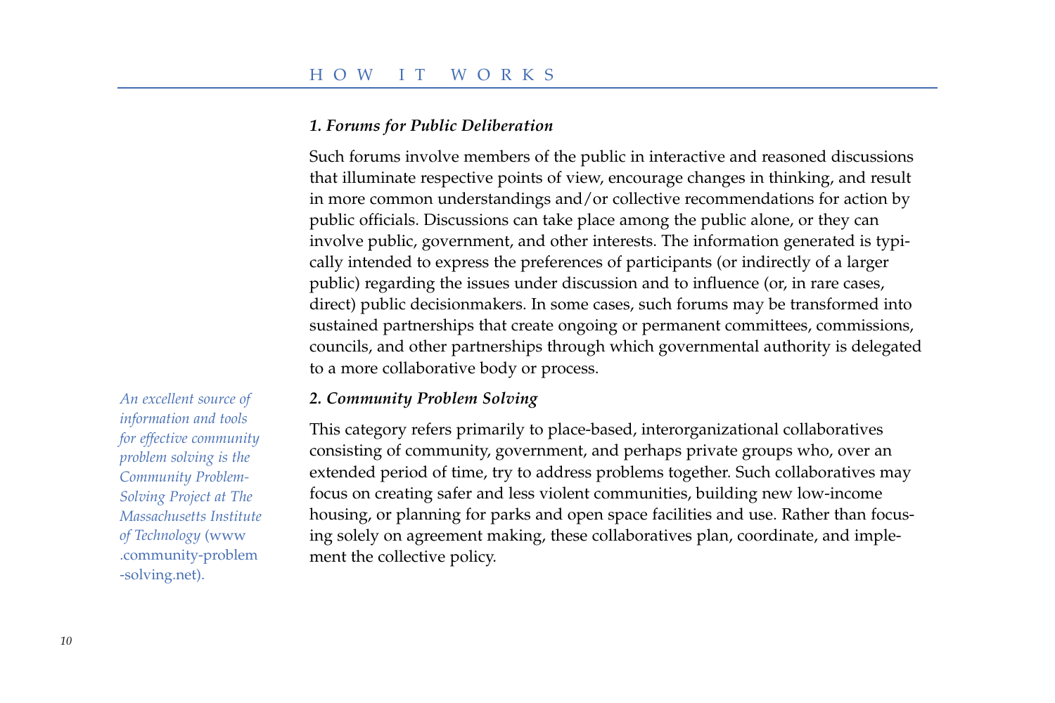### *1. Forums for Public Deliberation*

Such forums involve members of the public in interactive and reasoned discussions that illuminate respective points of view, encourage changes in thinking, and result in more common understandings and/or collective recommendations for action by public officials. Discussions can take place among the public alone, or they can involve public, government, and other interests. The information generated is typically intended to express the preferences of participants (or indirectly of a larger public) regarding the issues under discussion and to influence (or, in rare cases, direct) public decisionmakers. In some cases, such forums may be transformed into sustained partnerships that create ongoing or permanent committees, commissions, councils, and other partnerships through which governmental authority is delegated to a more collaborative body or process.

### *2. Community Problem Solving*

*An excellent source of information and tools for effective community problem solving is the Community Problem-Solving Project at The Massachusetts Institute of Technology* (www.community-problem-solving.net).

This category refers primarily to place-based, interorganizational collaboratives consisting of community, government, and perhaps private groups who, over an extended period of time, try to address problems together. Such collaboratives may focus on creating safer and less violent communities, building new low-income housing, or planning for parks and open space facilities and use. Rather than focusing solely on agreement making, these collaboratives plan, coordinate, and implement the collective policy.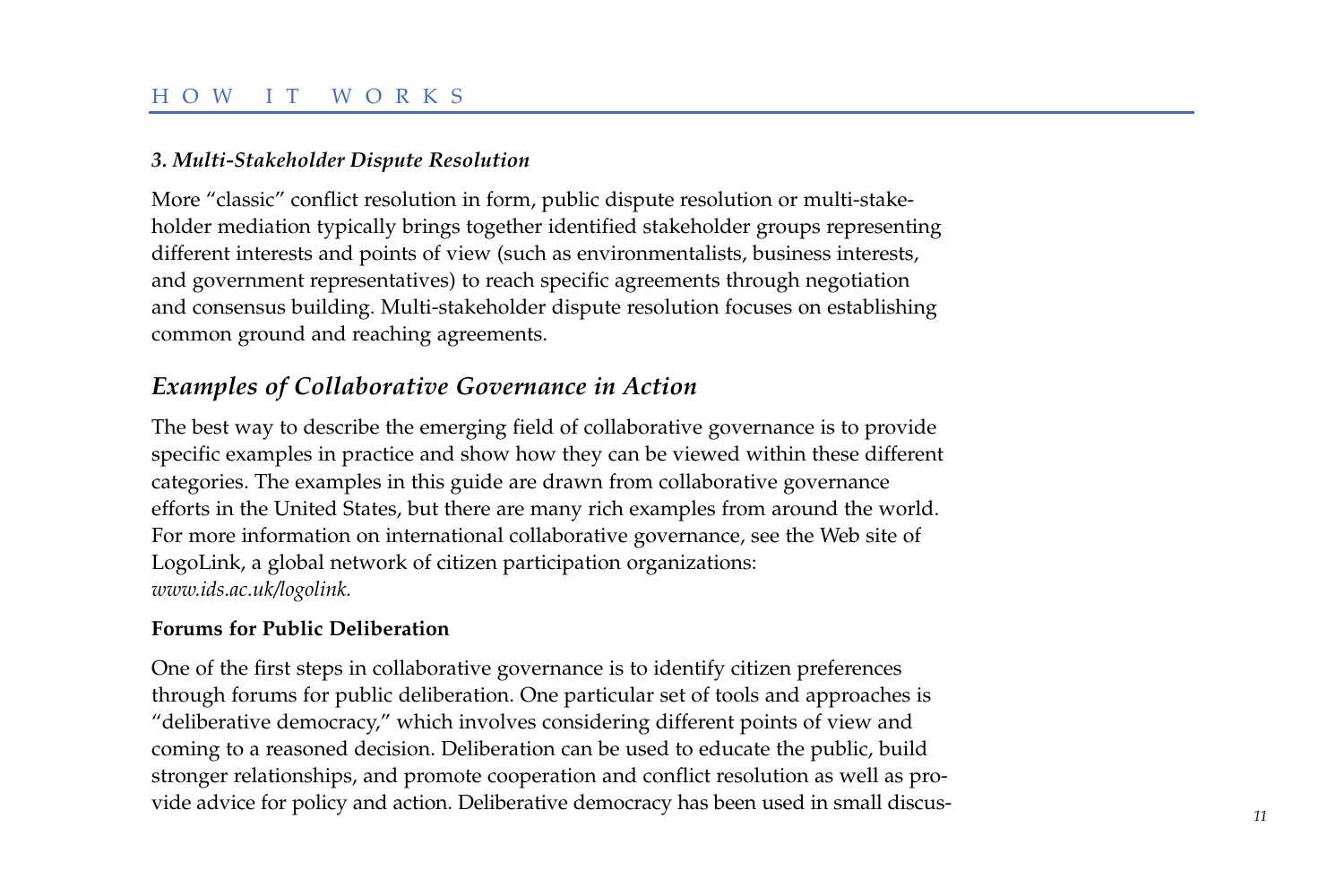### *3. Multi-Stakeholder Dispute Resolution*

More "classic" conflict resolution in form, public dispute resolution or multi-stakeholder mediation typically brings together identified stakeholder groups representing different interests and points of view (such as environmentalists, business interests, and government representatives) to reach specific agreements through negotiation and consensus building. Multi-stakeholder dispute resolution focuses on establishing common ground and reaching agreements.

## *Examples of Collaborative Governance in Action*

The best way to describe the emerging field of collaborative governance is to provide specific examples in practice and show how they can be viewed within these different categories. The examples in this guide are drawn from collaborative governance efforts in the United States, but there are many rich examples from around the world. For more information on international collaborative governance, see the Web site of LogoLink, a global network of citizen participation organizations: *www.ids.ac.uk/logolink.*

### Forums for Public Deliberation

One of the first steps in collaborative governance is to identify citizen preferences through forums for public deliberation. One particular set of tools and approaches is "deliberative democracy," which involves considering different points of view and coming to a reasoned decision. Deliberation can be used to educate the public, build stronger relationships, and promote cooperation and conflict resolution as well as provide advice for policy and action. Deliberative democracy has been used in small discus-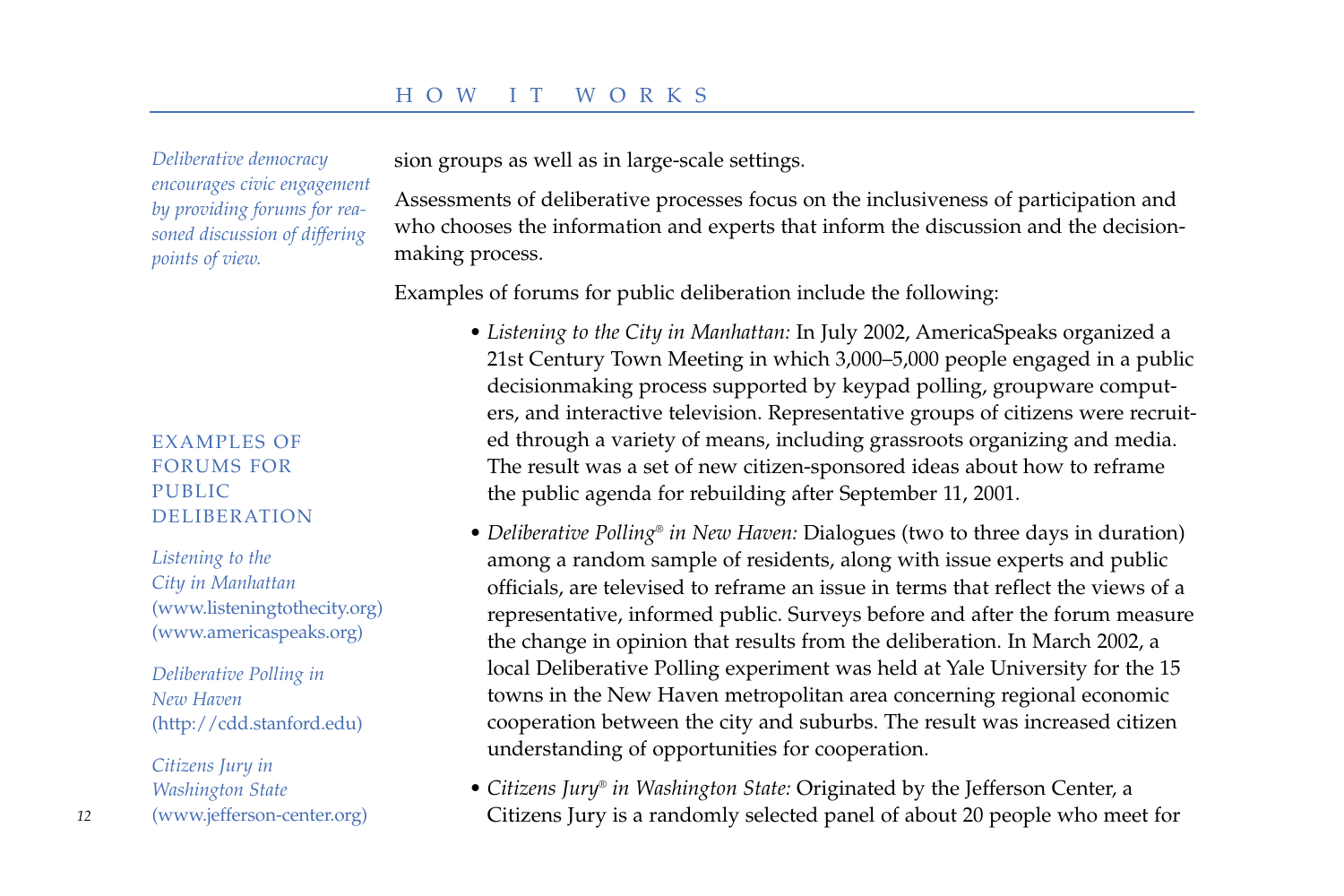*Deliberative democracy encourages civic engagement by providing forums for reasoned discussion of differing points of view.*

sion groups as well as in large-scale settings.

Assessments of deliberative processes focus on the inclusiveness of participation and who chooses the information and experts that inform the discussion and the decision-making process.

Examples of forums for public deliberation include the following:

- *Listening to the City in Manhattan:* In July 2002, AmericaSpeaks organized a 21st Century Town Meeting in which 3,000–5,000 people engaged in a public decisionmaking process supported by keypad polling, groupware computers, and interactive television. Representative groups of citizens were recruited through a variety of means, including grassroots organizing and media. The result was a set of new citizen-sponsored ideas about how to reframe the public agenda for rebuilding after September 11, 2001.

- *Deliberative Polling® in New Haven:* Dialogues (two to three days in duration) among a random sample of residents, along with issue experts and public officials, are televised to reframe an issue in terms that reflect the views of a representative, informed public. Surveys before and after the forum measure the change in opinion that results from the deliberation. In March 2002, a local Deliberative Polling experiment was held at Yale University for the 15 towns in the New Haven metropolitan area concerning regional economic cooperation between the city and suburbs. The result was increased citizen understanding of opportunities for cooperation.

- *Citizens Jury® in Washington State:* Originated by the Jefferson Center, a Citizens Jury is a randomly selected panel of about 20 people who meet for

EXAMPLES OF FORUMS FOR PUBLIC DELIBERATION

*Listening to the City in Manhattan*
(www.listeningtothecity.org)
(www.americaspeaks.org)

*Deliberative Polling in New Haven*
(http://cdd.stanford.edu)

*Citizens Jury in Washington State*
(www.jefferson-center.org)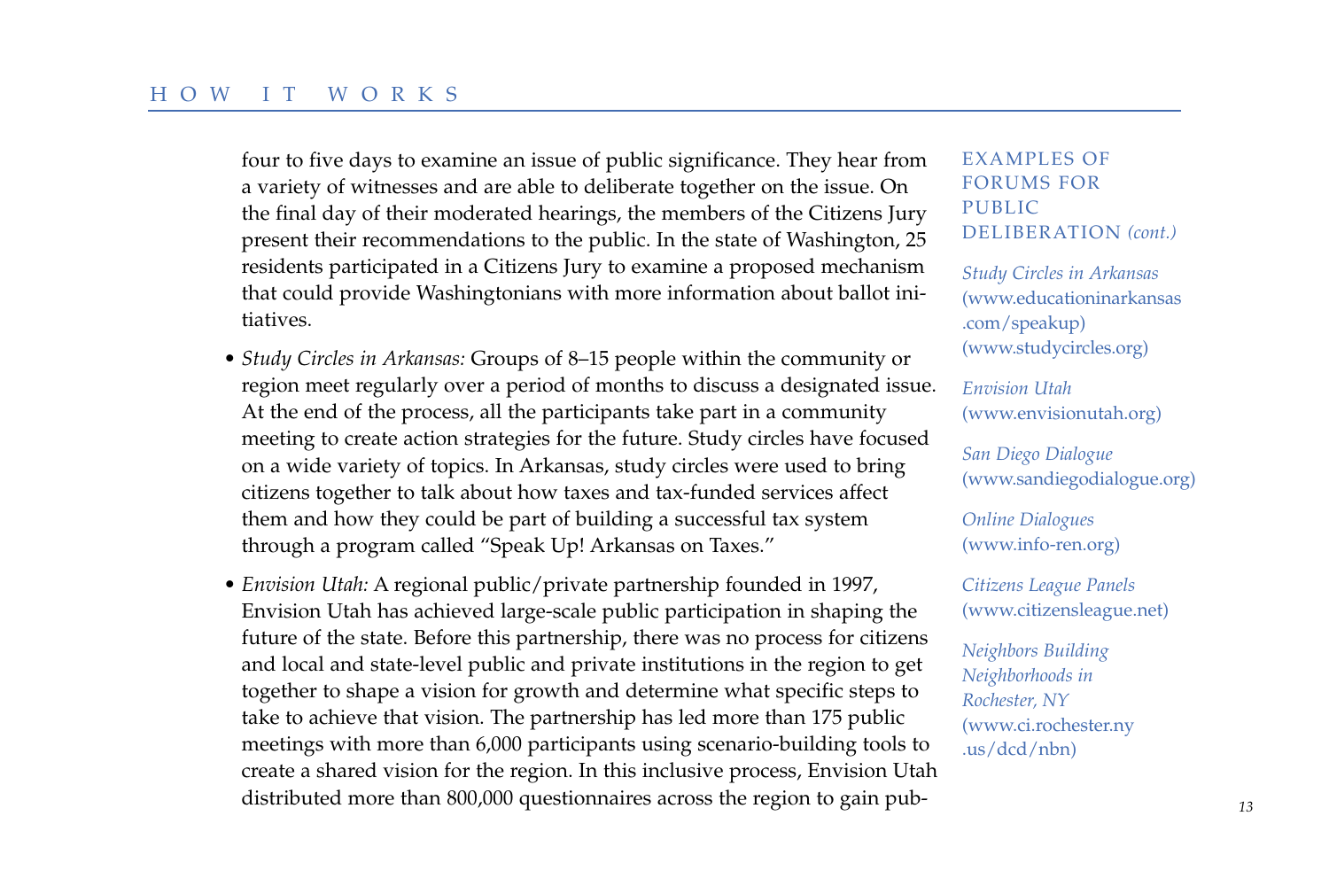four to five days to examine an issue of public significance. They hear from a variety of witnesses and are able to deliberate together on the issue. On the final day of their moderated hearings, the members of the Citizens Jury present their recommendations to the public. In the state of Washington, 25 residents participated in a Citizens Jury to examine a proposed mechanism that could provide Washingtonians with more information about ballot initiatives.

- *Study Circles in Arkansas:* Groups of 8–15 people within the community or region meet regularly over a period of months to discuss a designated issue. At the end of the process, all the participants take part in a community meeting to create action strategies for the future. Study circles have focused on a wide variety of topics. In Arkansas, study circles were used to bring citizens together to talk about how taxes and tax-funded services affect them and how they could be part of building a successful tax system through a program called "Speak Up! Arkansas on Taxes."

- *Envision Utah:* A regional public/private partnership founded in 1997, Envision Utah has achieved large-scale public participation in shaping the future of the state. Before this partnership, there was no process for citizens and local and state-level public and private institutions in the region to get together to shape a vision for growth and determine what specific steps to take to achieve that vision. The partnership has led more than 175 public meetings with more than 6,000 participants using scenario-building tools to create a shared vision for the region. In this inclusive process, Envision Utah distributed more than 800,000 questionnaires across the region to gain pub-

### EXAMPLES OF FORUMS FOR PUBLIC DELIBERATION *(cont.)*

*Study Circles in Arkansas*
(www.educationinarkansas.com/speakup)
(www.studycircles.org)

*Envision Utah*
(www.envisionutah.org)

*San Diego Dialogue*
(www.sandiegodialogue.org)

*Online Dialogues*
(www.info-ren.org)

*Citizens League Panels*
(www.citizensleague.net)

*Neighbors Building Neighborhoods in Rochester, NY*
(www.ci.rochester.ny.us/dcd/nbn)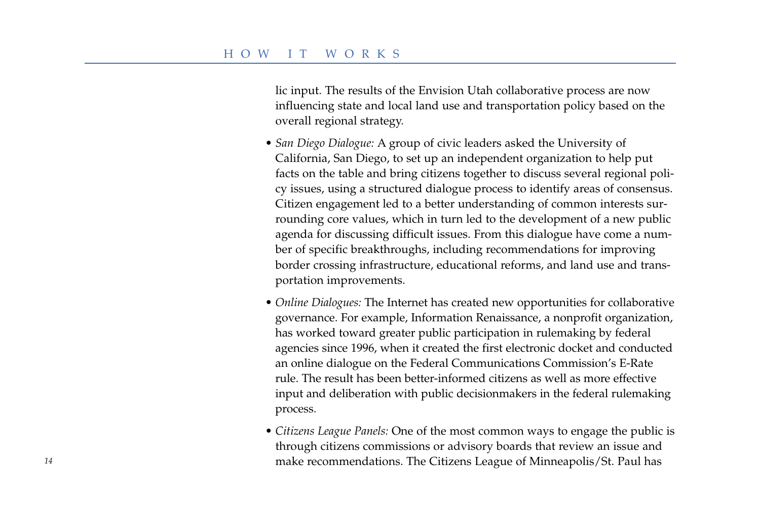lic input. The results of the Envision Utah collaborative process are now influencing state and local land use and transportation policy based on the overall regional strategy.

- *San Diego Dialogue:* A group of civic leaders asked the University of California, San Diego, to set up an independent organization to help put facts on the table and bring citizens together to discuss several regional policy issues, using a structured dialogue process to identify areas of consensus. Citizen engagement led to a better understanding of common interests surrounding core values, which in turn led to the development of a new public agenda for discussing difficult issues. From this dialogue have come a number of specific breakthroughs, including recommendations for improving border crossing infrastructure, educational reforms, and land use and transportation improvements.

- *Online Dialogues:* The Internet has created new opportunities for collaborative governance. For example, Information Renaissance, a nonprofit organization, has worked toward greater public participation in rulemaking by federal agencies since 1996, when it created the first electronic docket and conducted an online dialogue on the Federal Communications Commission's E-Rate rule. The result has been better-informed citizens as well as more effective input and deliberation with public decisionmakers in the federal rulemaking process.

- *Citizens League Panels:* One of the most common ways to engage the public is through citizens commissions or advisory boards that review an issue and make recommendations. The Citizens League of Minneapolis/St. Paul has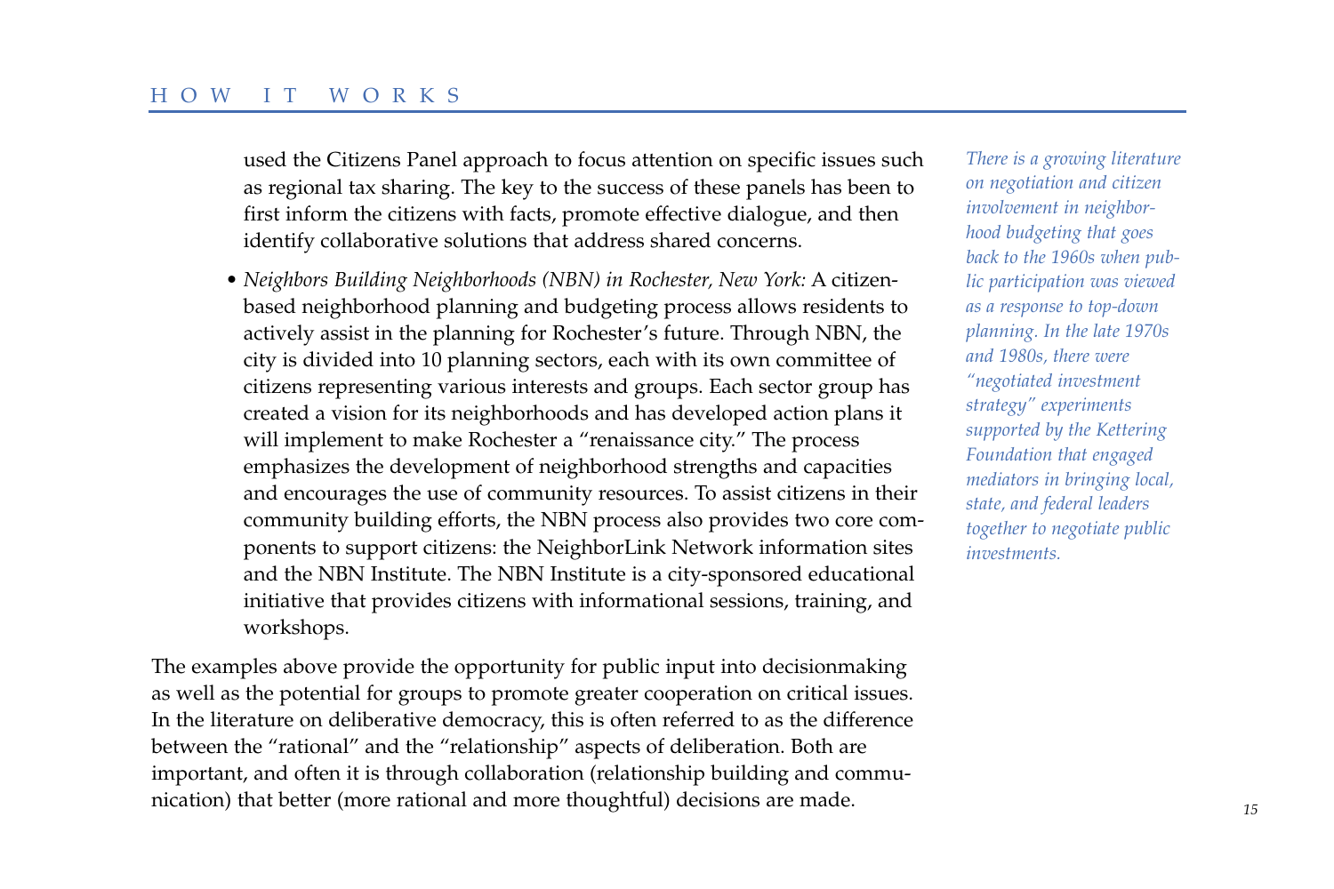used the Citizens Panel approach to focus attention on specific issues such as regional tax sharing. The key to the success of these panels has been to first inform the citizens with facts, promote effective dialogue, and then identify collaborative solutions that address shared concerns.

- *Neighbors Building Neighborhoods (NBN) in Rochester, New York:* A citizen-based neighborhood planning and budgeting process allows residents to actively assist in the planning for Rochester's future. Through NBN, the city is divided into 10 planning sectors, each with its own committee of citizens representing various interests and groups. Each sector group has created a vision for its neighborhoods and has developed action plans it will implement to make Rochester a "renaissance city." The process emphasizes the development of neighborhood strengths and capacities and encourages the use of community resources. To assist citizens in their community building efforts, the NBN process also provides two core components to support citizens: the NeighborLink Network information sites and the NBN Institute. The NBN Institute is a city-sponsored educational initiative that provides citizens with informational sessions, training, and workshops.

The examples above provide the opportunity for public input into decisionmaking as well as the potential for groups to promote greater cooperation on critical issues. In the literature on deliberative democracy, this is often referred to as the difference between the "rational" and the "relationship" aspects of deliberation. Both are important, and often it is through collaboration (relationship building and communication) that better (more rational and more thoughtful) decisions are made.

*There is a growing literature on negotiation and citizen involvement in neighborhood budgeting that goes back to the 1960s when public participation was viewed as a response to top-down planning. In the late 1970s and 1980s, there were "negotiated investment strategy" experiments supported by the Kettering Foundation that engaged mediators in bringing local, state, and federal leaders together to negotiate public investments.*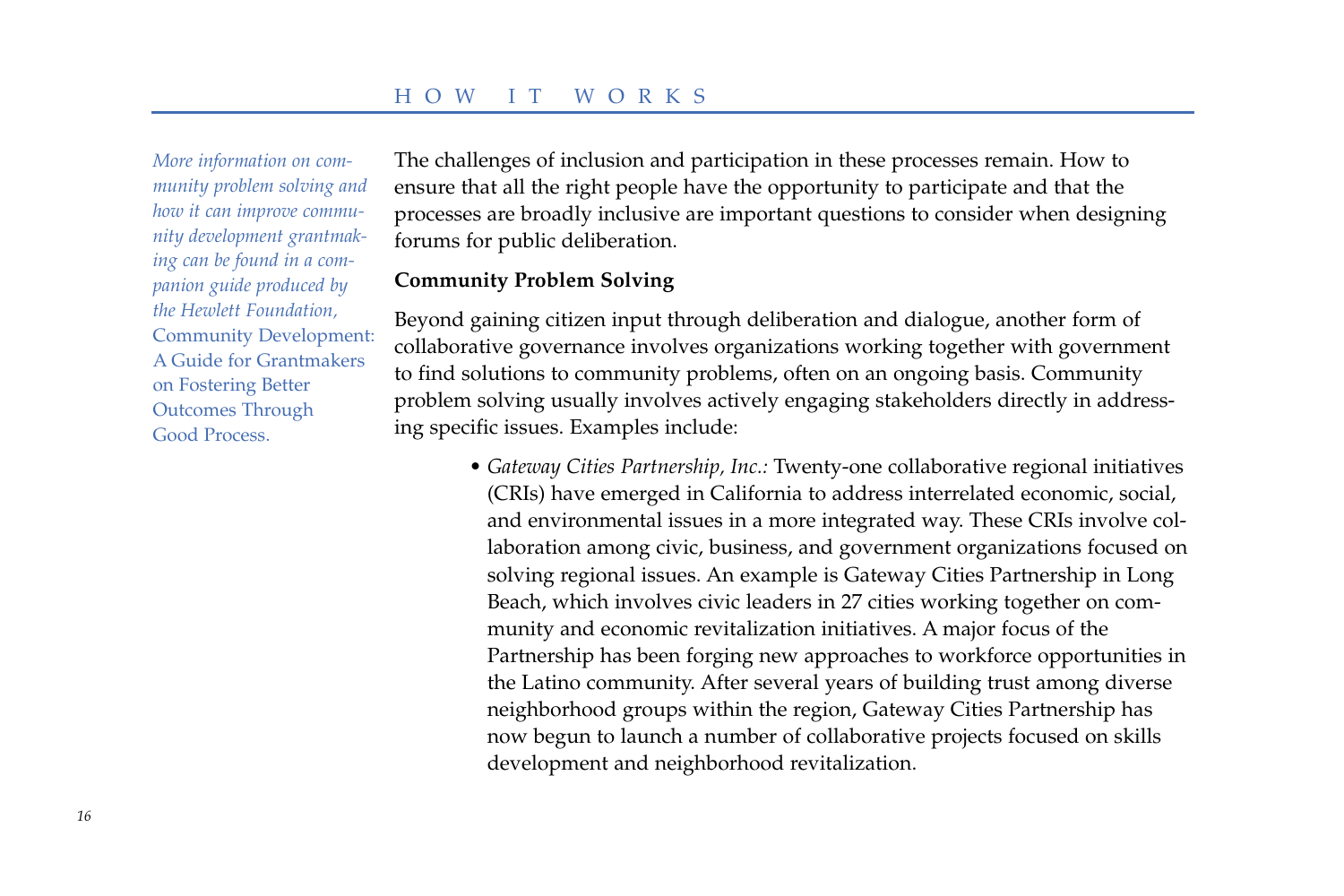*More information on community problem solving and how it can improve community development grantmaking can be found in a companion guide produced by the Hewlett Foundation,* Community Development: A Guide for Grantmakers on Fostering Better Outcomes Through Good Process.

The challenges of inclusion and participation in these processes remain. How to ensure that all the right people have the opportunity to participate and that the processes are broadly inclusive are important questions to consider when designing forums for public deliberation.

**Community Problem Solving**

Beyond gaining citizen input through deliberation and dialogue, another form of collaborative governance involves organizations working together with government to find solutions to community problems, often on an ongoing basis. Community problem solving usually involves actively engaging stakeholders directly in addressing specific issues. Examples include:

- *Gateway Cities Partnership, Inc.:* Twenty-one collaborative regional initiatives (CRIs) have emerged in California to address interrelated economic, social, and environmental issues in a more integrated way. These CRIs involve collaboration among civic, business, and government organizations focused on solving regional issues. An example is Gateway Cities Partnership in Long Beach, which involves civic leaders in 27 cities working together on community and economic revitalization initiatives. A major focus of the Partnership has been forging new approaches to workforce opportunities in the Latino community. After several years of building trust among diverse neighborhood groups within the region, Gateway Cities Partnership has now begun to launch a number of collaborative projects focused on skills development and neighborhood revitalization.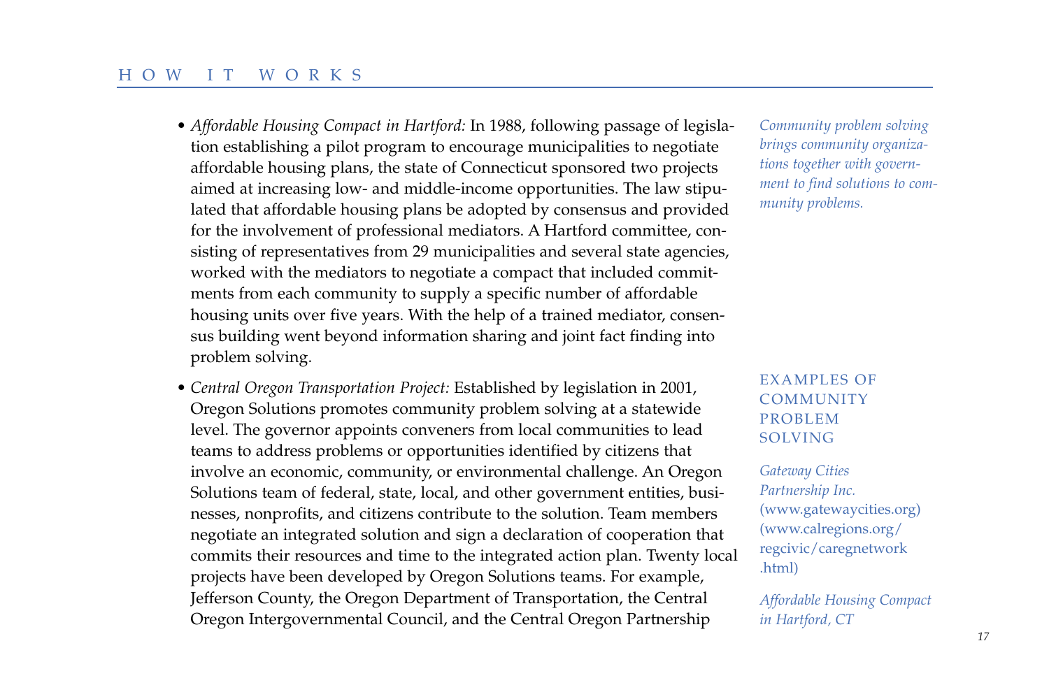- *Affordable Housing Compact in Hartford:* In 1988, following passage of legislation establishing a pilot program to encourage municipalities to negotiate affordable housing plans, the state of Connecticut sponsored two projects aimed at increasing low- and middle-income opportunities. The law stipulated that affordable housing plans be adopted by consensus and provided for the involvement of professional mediators. A Hartford committee, consisting of representatives from 29 municipalities and several state agencies, worked with the mediators to negotiate a compact that included commitments from each community to supply a specific number of affordable housing units over five years. With the help of a trained mediator, consensus building went beyond information sharing and joint fact finding into problem solving.

- *Central Oregon Transportation Project:* Established by legislation in 2001, Oregon Solutions promotes community problem solving at a statewide level. The governor appoints conveners from local communities to lead teams to address problems or opportunities identified by citizens that involve an economic, community, or environmental challenge. An Oregon Solutions team of federal, state, local, and other government entities, businesses, nonprofits, and citizens contribute to the solution. Team members negotiate an integrated solution and sign a declaration of cooperation that commits their resources and time to the integrated action plan. Twenty local projects have been developed by Oregon Solutions teams. For example, Jefferson County, the Oregon Department of Transportation, the Central Oregon Intergovernmental Council, and the Central Oregon Partnership

*Community problem solving brings community organizations together with government to find solutions to community problems.*

EXAMPLES OF COMMUNITY PROBLEM SOLVING

*Gateway Cities Partnership Inc.*
(www.gatewaycities.org)
(www.calregions.org/regcivic/caregnetwork.html)

*Affordable Housing Compact in Hartford, CT*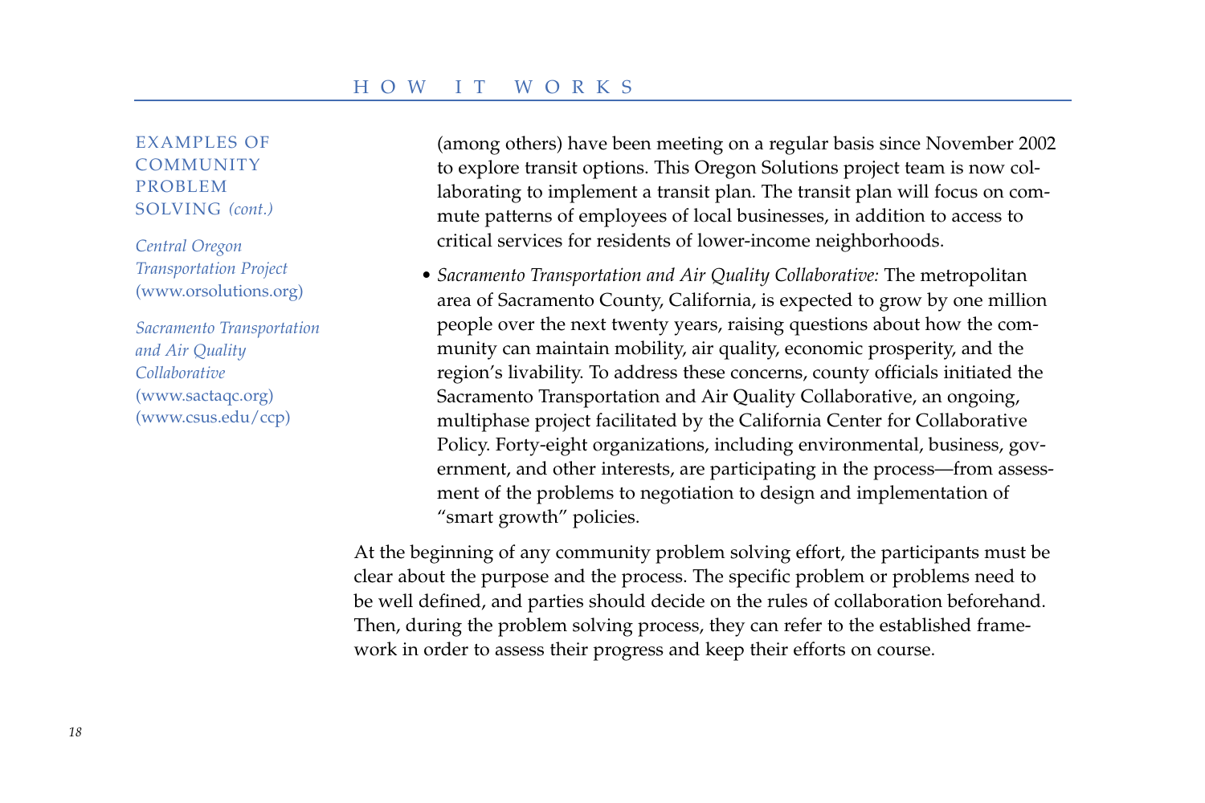EXAMPLES OF COMMUNITY PROBLEM SOLVING *(cont.)*

*Central Oregon Transportation Project* (www.orsolutions.org)

*Sacramento Transportation and Air Quality Collaborative* (www.sactaqc.org) (www.csus.edu/ccp)

(among others) have been meeting on a regular basis since November 2002 to explore transit options. This Oregon Solutions project team is now collaborating to implement a transit plan. The transit plan will focus on commute patterns of employees of local businesses, in addition to access to critical services for residents of lower-income neighborhoods.

- *Sacramento Transportation and Air Quality Collaborative:* The metropolitan area of Sacramento County, California, is expected to grow by one million people over the next twenty years, raising questions about how the community can maintain mobility, air quality, economic prosperity, and the region's livability. To address these concerns, county officials initiated the Sacramento Transportation and Air Quality Collaborative, an ongoing, multiphase project facilitated by the California Center for Collaborative Policy. Forty-eight organizations, including environmental, business, government, and other interests, are participating in the process—from assessment of the problems to negotiation to design and implementation of "smart growth" policies.

At the beginning of any community problem solving effort, the participants must be clear about the purpose and the process. The specific problem or problems need to be well defined, and parties should decide on the rules of collaboration beforehand. Then, during the problem solving process, they can refer to the established framework in order to assess their progress and keep their efforts on course.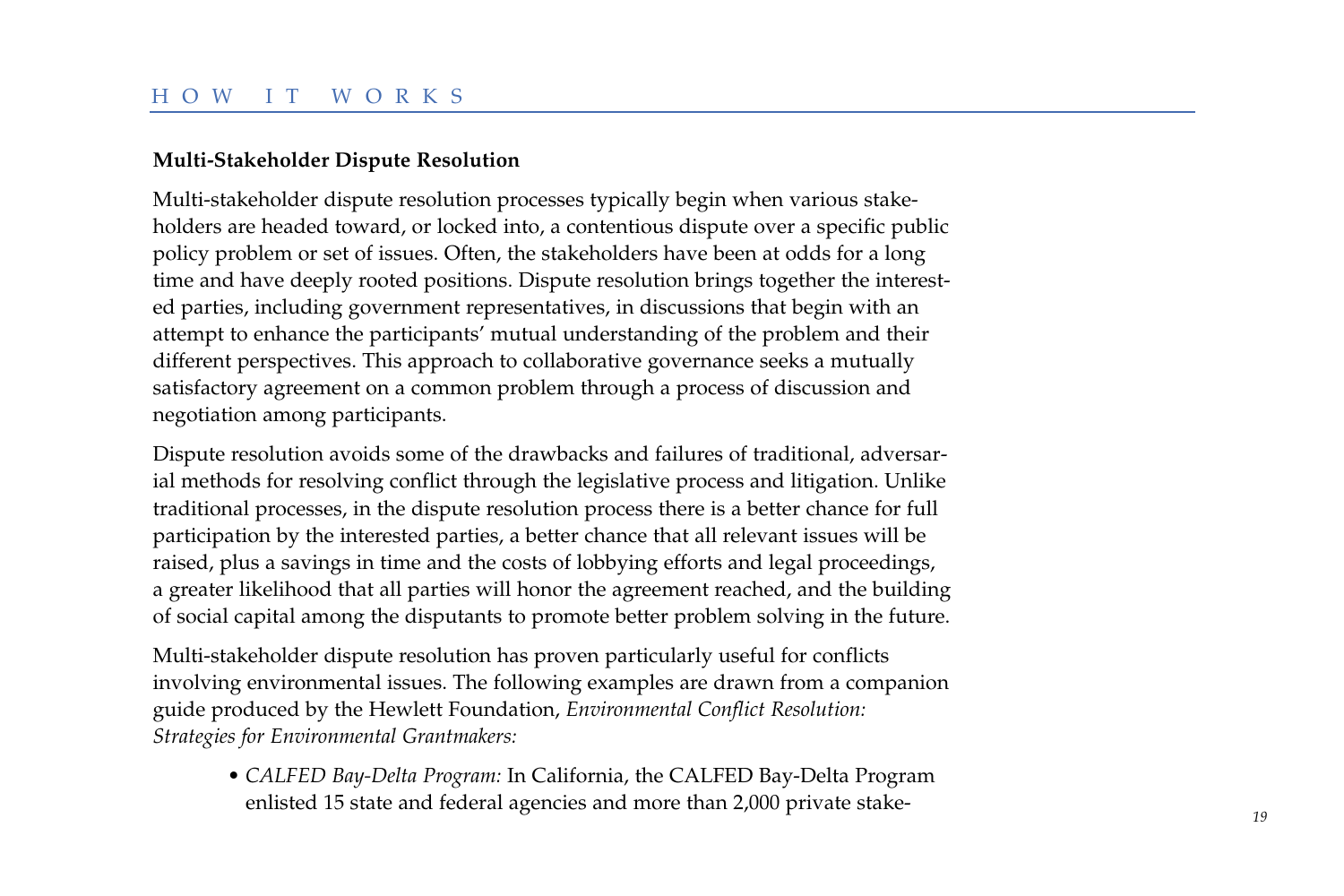### Multi-Stakeholder Dispute Resolution

Multi-stakeholder dispute resolution processes typically begin when various stakeholders are headed toward, or locked into, a contentious dispute over a specific public policy problem or set of issues. Often, the stakeholders have been at odds for a long time and have deeply rooted positions. Dispute resolution brings together the interested parties, including government representatives, in discussions that begin with an attempt to enhance the participants' mutual understanding of the problem and their different perspectives. This approach to collaborative governance seeks a mutually satisfactory agreement on a common problem through a process of discussion and negotiation among participants.

Dispute resolution avoids some of the drawbacks and failures of traditional, adversarial methods for resolving conflict through the legislative process and litigation. Unlike traditional processes, in the dispute resolution process there is a better chance for full participation by the interested parties, a better chance that all relevant issues will be raised, plus a savings in time and the costs of lobbying efforts and legal proceedings, a greater likelihood that all parties will honor the agreement reached, and the building of social capital among the disputants to promote better problem solving in the future.

Multi-stakeholder dispute resolution has proven particularly useful for conflicts involving environmental issues. The following examples are drawn from a companion guide produced by the Hewlett Foundation, *Environmental Conflict Resolution: Strategies for Environmental Grantmakers:*

- *CALFED Bay-Delta Program:* In California, the CALFED Bay-Delta Program enlisted 15 state and federal agencies and more than 2,000 private stake-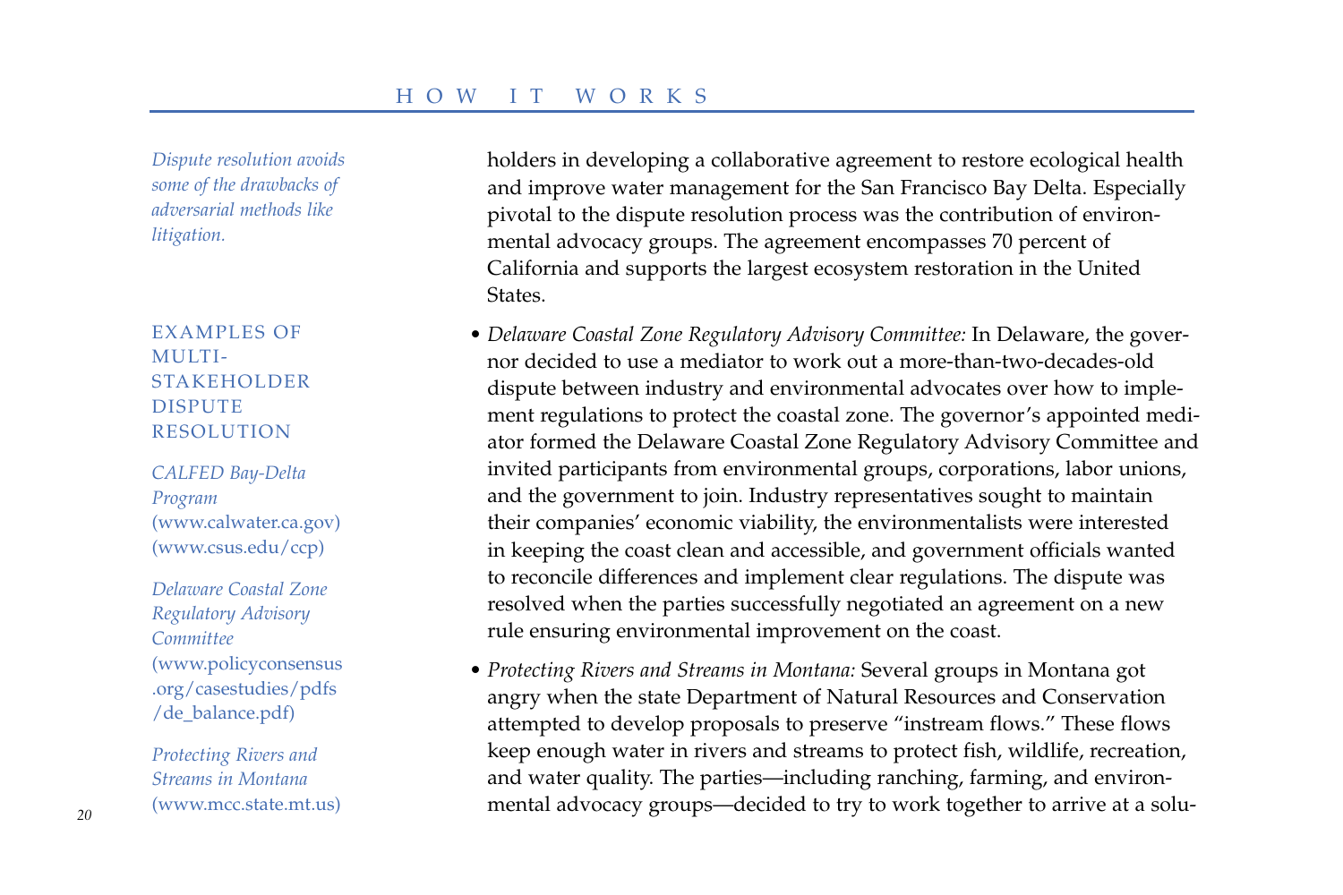*Dispute resolution avoids some of the drawbacks of adversarial methods like litigation.*

### EXAMPLES OF MULTI-STAKEHOLDER DISPUTE RESOLUTION

*CALFED Bay-Delta Program*
(www.calwater.ca.gov)
(www.csus.edu/ccp)

*Delaware Coastal Zone Regulatory Advisory Committee*
(www.policyconsensus.org/casestudies/pdfs/de_balance.pdf)

*Protecting Rivers and Streams in Montana*
(www.mcc.state.mt.us)

holders in developing a collaborative agreement to restore ecological health and improve water management for the San Francisco Bay Delta. Especially pivotal to the dispute resolution process was the contribution of environmental advocacy groups. The agreement encompasses 70 percent of California and supports the largest ecosystem restoration in the United States.

- *Delaware Coastal Zone Regulatory Advisory Committee:* In Delaware, the governor decided to use a mediator to work out a more-than-two-decades-old dispute between industry and environmental advocates over how to implement regulations to protect the coastal zone. The governor's appointed mediator formed the Delaware Coastal Zone Regulatory Advisory Committee and invited participants from environmental groups, corporations, labor unions, and the government to join. Industry representatives sought to maintain their companies' economic viability, the environmentalists were interested in keeping the coast clean and accessible, and government officials wanted to reconcile differences and implement clear regulations. The dispute was resolved when the parties successfully negotiated an agreement on a new rule ensuring environmental improvement on the coast.

- *Protecting Rivers and Streams in Montana:* Several groups in Montana got angry when the state Department of Natural Resources and Conservation attempted to develop proposals to preserve "instream flows." These flows keep enough water in rivers and streams to protect fish, wildlife, recreation, and water quality. The parties—including ranching, farming, and environmental advocacy groups—decided to try to work together to arrive at a solu-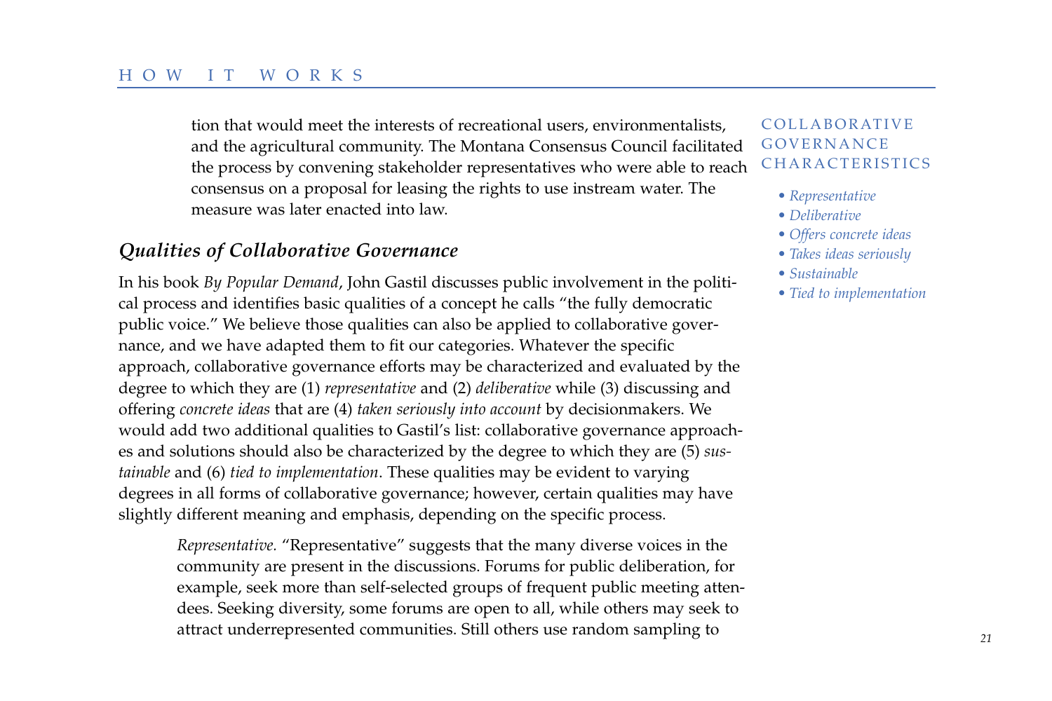tion that would meet the interests of recreational users, environmentalists, and the agricultural community. The Montana Consensus Council facilitated the process by convening stakeholder representatives who were able to reach consensus on a proposal for leasing the rights to use instream water. The measure was later enacted into law.

## *Qualities of Collaborative Governance*

COLLABORATIVE GOVERNANCE CHARACTERISTICS

- *Representative*
- *Deliberative*
- *Offers concrete ideas*
- *Takes ideas seriously*
- *Sustainable*
- *Tied to implementation*

In his book *By Popular Demand*, John Gastil discusses public involvement in the political process and identifies basic qualities of a concept he calls "the fully democratic public voice." We believe those qualities can also be applied to collaborative governance, and we have adapted them to fit our categories. Whatever the specific approach, collaborative governance efforts may be characterized and evaluated by the degree to which they are (1) *representative* and (2) *deliberative* while (3) discussing and offering *concrete ideas* that are (4) *taken seriously into account* by decisionmakers. We would add two additional qualities to Gastil's list: collaborative governance approaches and solutions should also be characterized by the degree to which they are (5) *sustainable* and (6) *tied to implementation*. These qualities may be evident to varying degrees in all forms of collaborative governance; however, certain qualities may have slightly different meaning and emphasis, depending on the specific process.

*Representative.* "Representative" suggests that the many diverse voices in the community are present in the discussions. Forums for public deliberation, for example, seek more than self-selected groups of frequent public meeting attendees. Seeking diversity, some forums are open to all, while others may seek to attract underrepresented communities. Still others use random sampling to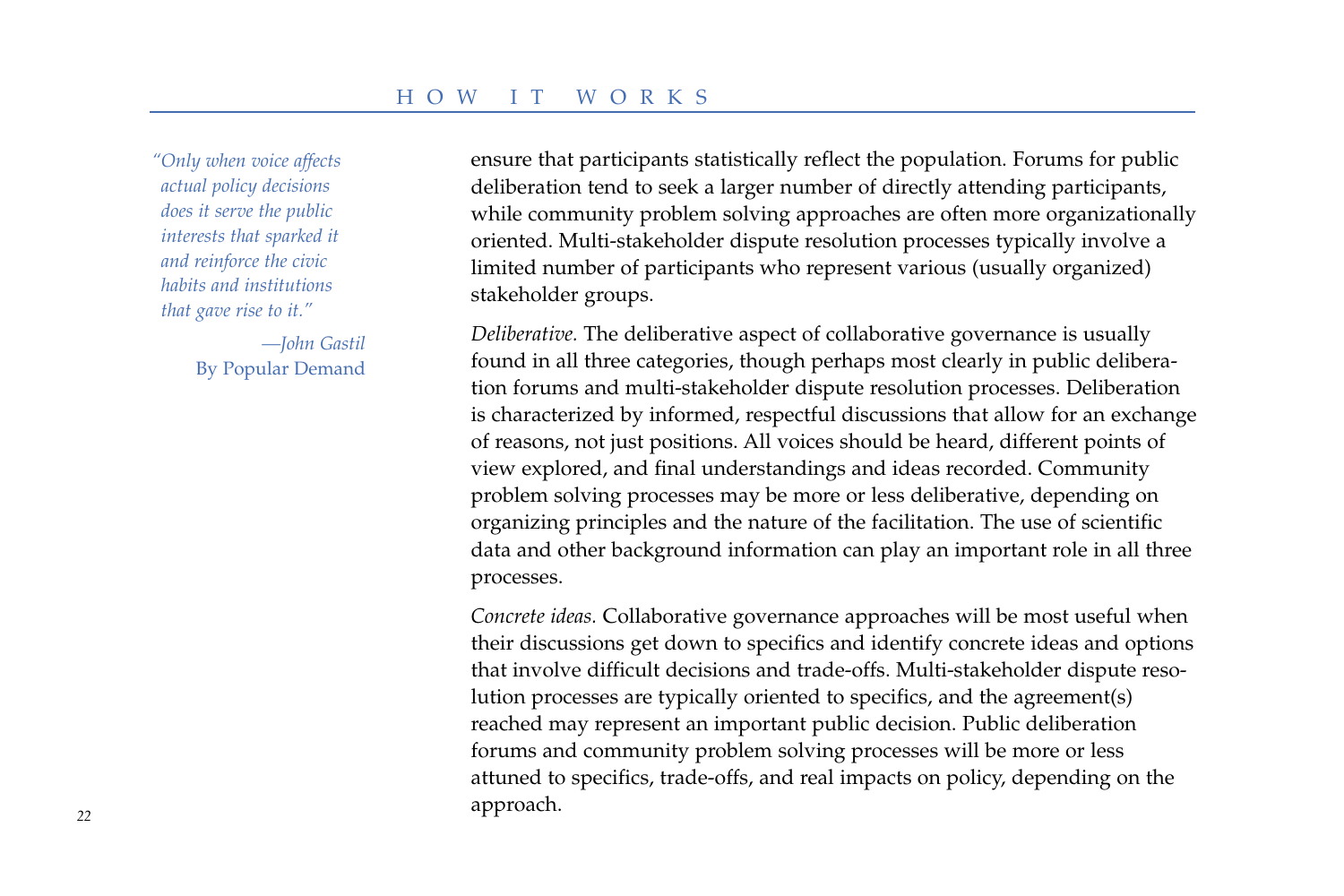> *"Only when voice affects actual policy decisions does it serve the public interests that sparked it and reinforce the civic habits and institutions that gave rise to it."*
>
> *—John Gastil*
> By Popular Demand

ensure that participants statistically reflect the population. Forums for public deliberation tend to seek a larger number of directly attending participants, while community problem solving approaches are often more organizationally oriented. Multi-stakeholder dispute resolution processes typically involve a limited number of participants who represent various (usually organized) stakeholder groups.

*Deliberative.* The deliberative aspect of collaborative governance is usually found in all three categories, though perhaps most clearly in public deliberation forums and multi-stakeholder dispute resolution processes. Deliberation is characterized by informed, respectful discussions that allow for an exchange of reasons, not just positions. All voices should be heard, different points of view explored, and final understandings and ideas recorded. Community problem solving processes may be more or less deliberative, depending on organizing principles and the nature of the facilitation. The use of scientific data and other background information can play an important role in all three processes.

*Concrete ideas.* Collaborative governance approaches will be most useful when their discussions get down to specifics and identify concrete ideas and options that involve difficult decisions and trade-offs. Multi-stakeholder dispute resolution processes are typically oriented to specifics, and the agreement(s) reached may represent an important public decision. Public deliberation forums and community problem solving processes will be more or less attuned to specifics, trade-offs, and real impacts on policy, depending on the approach.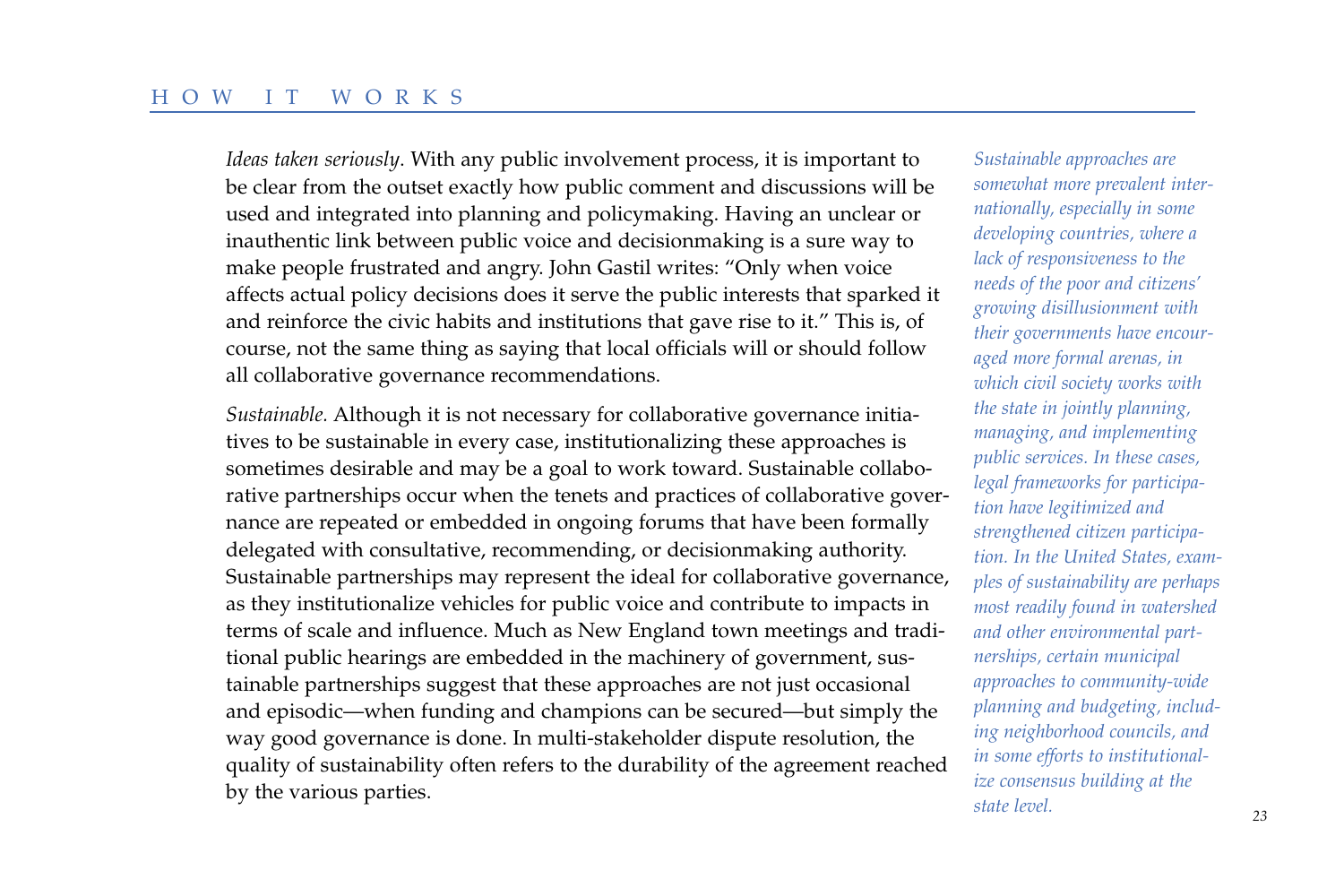*Ideas taken seriously.* With any public involvement process, it is important to be clear from the outset exactly how public comment and discussions will be used and integrated into planning and policymaking. Having an unclear or inauthentic link between public voice and decisionmaking is a sure way to make people frustrated and angry. John Gastil writes: "Only when voice affects actual policy decisions does it serve the public interests that sparked it and reinforce the civic habits and institutions that gave rise to it." This is, of course, not the same thing as saying that local officials will or should follow all collaborative governance recommendations.

*Sustainable.* Although it is not necessary for collaborative governance initiatives to be sustainable in every case, institutionalizing these approaches is sometimes desirable and may be a goal to work toward. Sustainable collaborative partnerships occur when the tenets and practices of collaborative governance are repeated or embedded in ongoing forums that have been formally delegated with consultative, recommending, or decisionmaking authority. Sustainable partnerships may represent the ideal for collaborative governance, as they institutionalize vehicles for public voice and contribute to impacts in terms of scale and influence. Much as New England town meetings and traditional public hearings are embedded in the machinery of government, sustainable partnerships suggest that these approaches are not just occasional and episodic—when funding and champions can be secured—but simply the way good governance is done. In multi-stakeholder dispute resolution, the quality of sustainability often refers to the durability of the agreement reached by the various parties.

*Sustainable approaches are somewhat more prevalent internationally, especially in some developing countries, where a lack of responsiveness to the needs of the poor and citizens' growing disillusionment with their governments have encouraged more formal arenas, in which civil society works with the state in jointly planning, managing, and implementing public services. In these cases, legal frameworks for participation have legitimized and strengthened citizen participation. In the United States, examples of sustainability are perhaps most readily found in watershed and other environmental partnerships, certain municipal approaches to community-wide planning and budgeting, including neighborhood councils, and in some efforts to institutionalize consensus building at the state level.*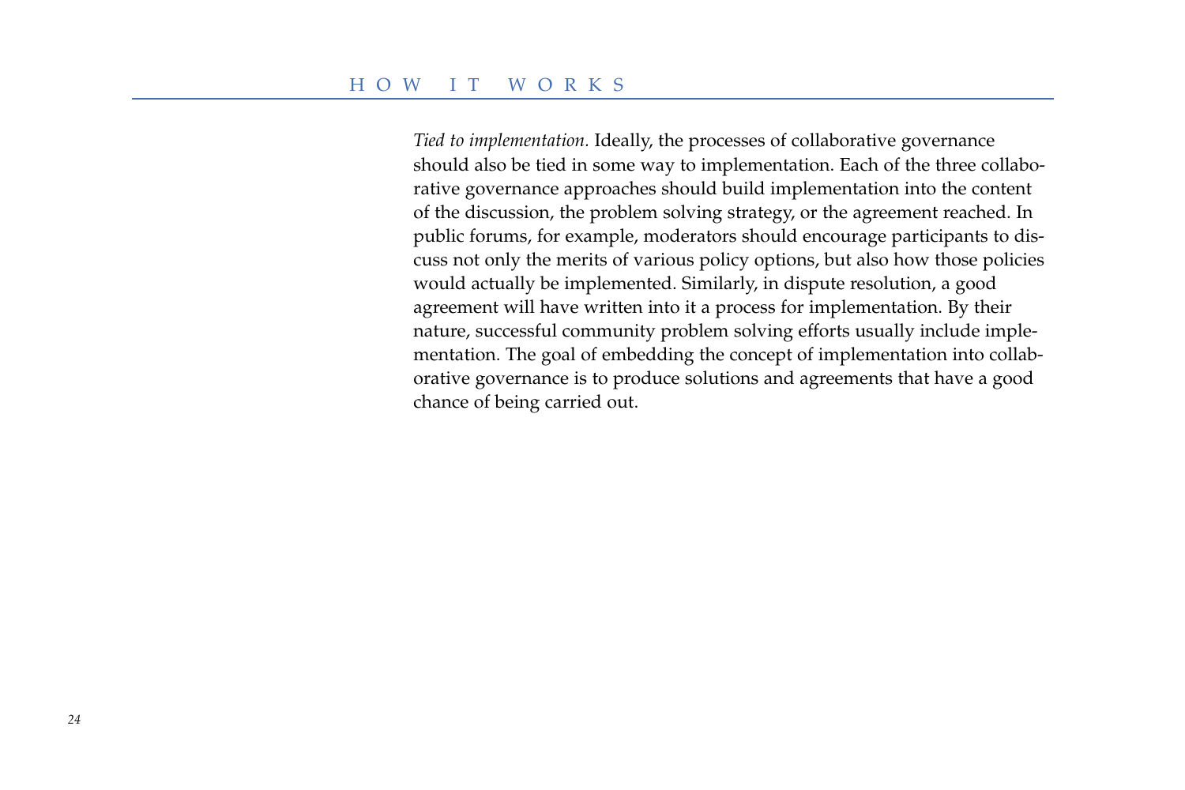*Tied to implementation.* Ideally, the processes of collaborative governance should also be tied in some way to implementation. Each of the three collaborative governance approaches should build implementation into the content of the discussion, the problem solving strategy, or the agreement reached. In public forums, for example, moderators should encourage participants to discuss not only the merits of various policy options, but also how those policies would actually be implemented. Similarly, in dispute resolution, a good agreement will have written into it a process for implementation. By their nature, successful community problem solving efforts usually include implementation. The goal of embedding the concept of implementation into collaborative governance is to produce solutions and agreements that have a good chance of being carried out.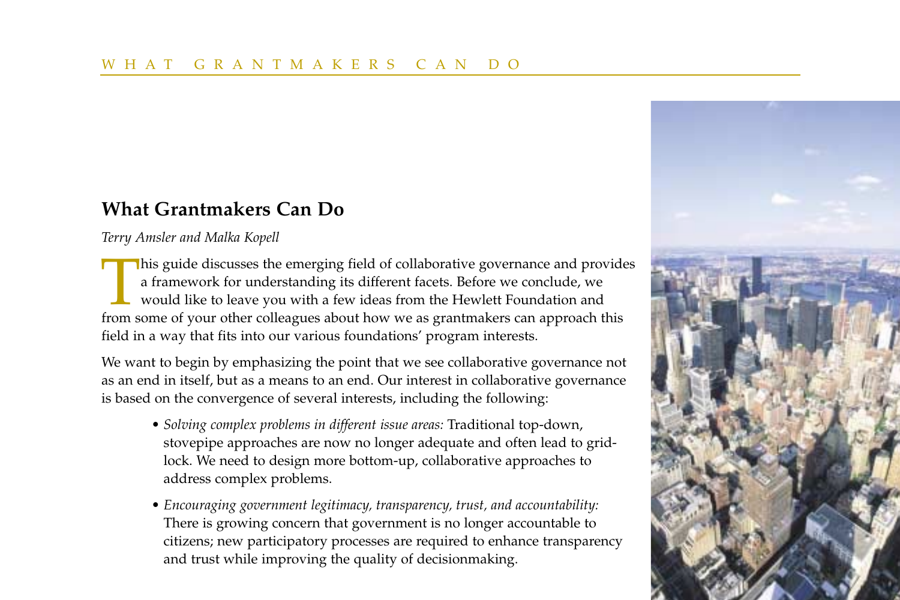## What Grantmakers Can Do

*Terry Amsler and Malka Kopell*

This guide discusses the emerging field of collaborative governance and provides a framework for understanding its different facets. Before we conclude, we would like to leave you with a few ideas from the Hewlett Foundation and from some of your other colleagues about how we as grantmakers can approach this field in a way that fits into our various foundations' program interests.

We want to begin by emphasizing the point that we see collaborative governance not as an end in itself, but as a means to an end. Our interest in collaborative governance is based on the convergence of several interests, including the following:

- *Solving complex problems in different issue areas:* Traditional top-down, stovepipe approaches are now no longer adequate and often lead to gridlock. We need to design more bottom-up, collaborative approaches to address complex problems.
- *Encouraging government legitimacy, transparency, trust, and accountability:* There is growing concern that government is no longer accountable to citizens; new participatory processes are required to enhance transparency and trust while improving the quality of decisionmaking.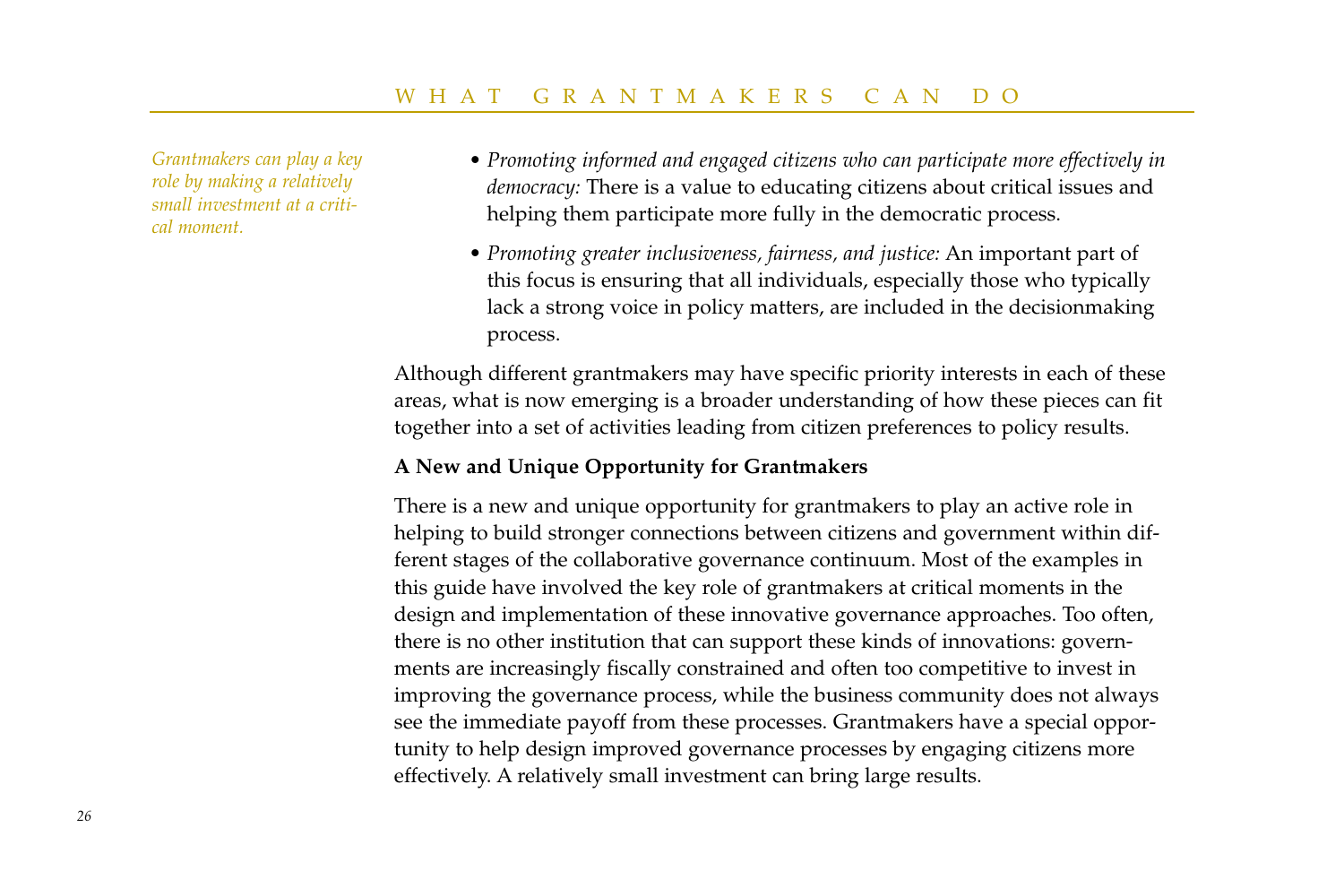*Grantmakers can play a key role by making a relatively small investment at a critical moment.*

- *Promoting informed and engaged citizens who can participate more effectively in democracy:* There is a value to educating citizens about critical issues and helping them participate more fully in the democratic process.
- *Promoting greater inclusiveness, fairness, and justice:* An important part of this focus is ensuring that all individuals, especially those who typically lack a strong voice in policy matters, are included in the decisionmaking process.

Although different grantmakers may have specific priority interests in each of these areas, what is now emerging is a broader understanding of how these pieces can fit together into a set of activities leading from citizen preferences to policy results.

**A New and Unique Opportunity for Grantmakers**

There is a new and unique opportunity for grantmakers to play an active role in helping to build stronger connections between citizens and government within different stages of the collaborative governance continuum. Most of the examples in this guide have involved the key role of grantmakers at critical moments in the design and implementation of these innovative governance approaches. Too often, there is no other institution that can support these kinds of innovations: governments are increasingly fiscally constrained and often too competitive to invest in improving the governance process, while the business community does not always see the immediate payoff from these processes. Grantmakers have a special opportunity to help design improved governance processes by engaging citizens more effectively. A relatively small investment can bring large results.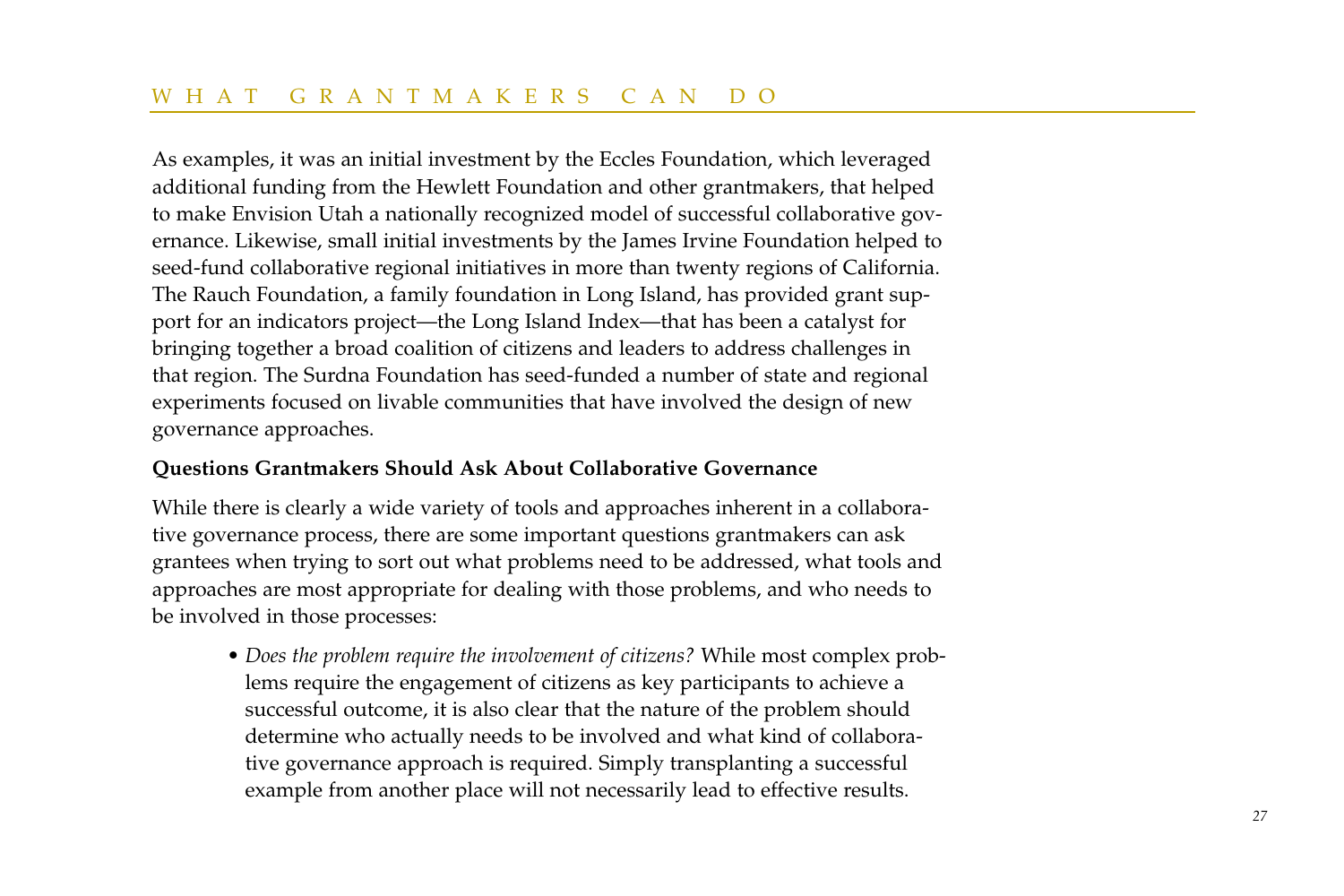As examples, it was an initial investment by the Eccles Foundation, which leveraged additional funding from the Hewlett Foundation and other grantmakers, that helped to make Envision Utah a nationally recognized model of successful collaborative governance. Likewise, small initial investments by the James Irvine Foundation helped to seed-fund collaborative regional initiatives in more than twenty regions of California. The Rauch Foundation, a family foundation in Long Island, has provided grant support for an indicators project—the Long Island Index—that has been a catalyst for bringing together a broad coalition of citizens and leaders to address challenges in that region. The Surdna Foundation has seed-funded a number of state and regional experiments focused on livable communities that have involved the design of new governance approaches.

**Questions Grantmakers Should Ask About Collaborative Governance**

While there is clearly a wide variety of tools and approaches inherent in a collaborative governance process, there are some important questions grantmakers can ask grantees when trying to sort out what problems need to be addressed, what tools and approaches are most appropriate for dealing with those problems, and who needs to be involved in those processes:

- *Does the problem require the involvement of citizens?* While most complex problems require the engagement of citizens as key participants to achieve a successful outcome, it is also clear that the nature of the problem should determine who actually needs to be involved and what kind of collaborative governance approach is required. Simply transplanting a successful example from another place will not necessarily lead to effective results.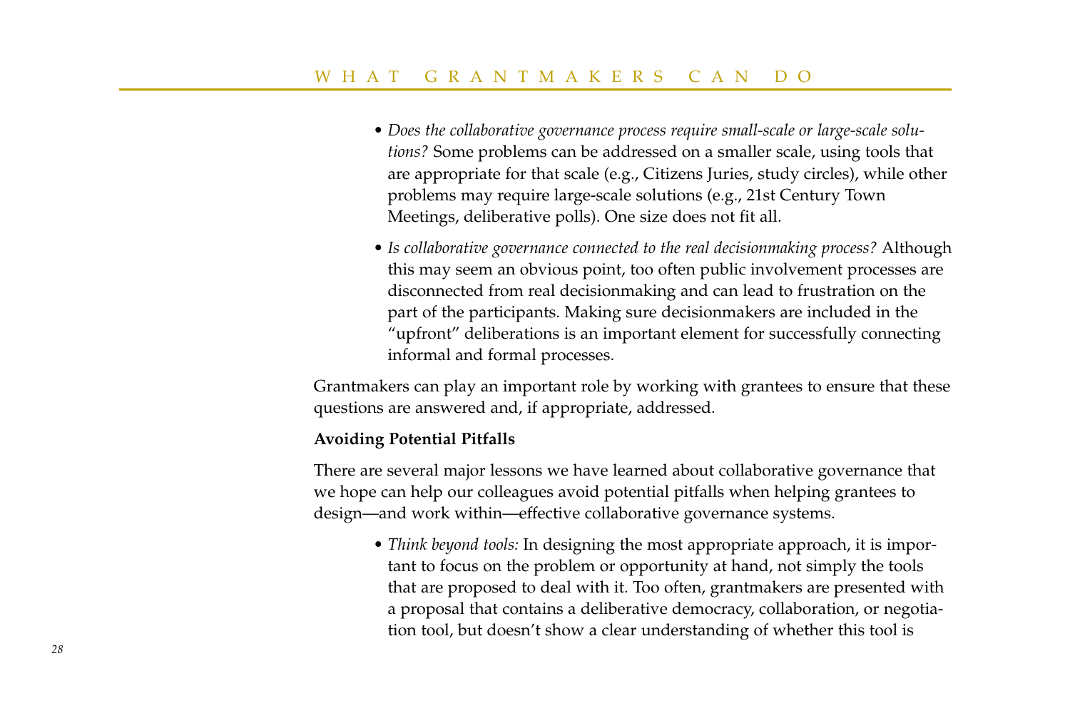- *Does the collaborative governance process require small-scale or large-scale solutions?* Some problems can be addressed on a smaller scale, using tools that are appropriate for that scale (e.g., Citizens Juries, study circles), while other problems may require large-scale solutions (e.g., 21st Century Town Meetings, deliberative polls). One size does not fit all.
- *Is collaborative governance connected to the real decisionmaking process?* Although this may seem an obvious point, too often public involvement processes are disconnected from real decisionmaking and can lead to frustration on the part of the participants. Making sure decisionmakers are included in the "upfront" deliberations is an important element for successfully connecting informal and formal processes.

Grantmakers can play an important role by working with grantees to ensure that these questions are answered and, if appropriate, addressed.

**Avoiding Potential Pitfalls**

There are several major lessons we have learned about collaborative governance that we hope can help our colleagues avoid potential pitfalls when helping grantees to design—and work within—effective collaborative governance systems.

- *Think beyond tools:* In designing the most appropriate approach, it is important to focus on the problem or opportunity at hand, not simply the tools that are proposed to deal with it. Too often, grantmakers are presented with a proposal that contains a deliberative democracy, collaboration, or negotiation tool, but doesn't show a clear understanding of whether this tool is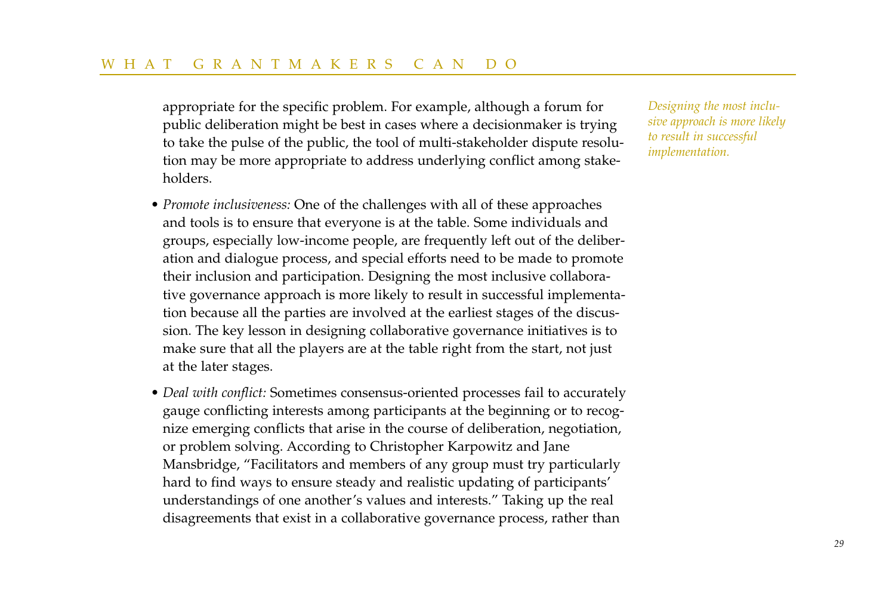appropriate for the specific problem. For example, although a forum for public deliberation might be best in cases where a decisionmaker is trying to take the pulse of the public, the tool of multi-stakeholder dispute resolution may be more appropriate to address underlying conflict among stakeholders.

- *Promote inclusiveness:* One of the challenges with all of these approaches and tools is to ensure that everyone is at the table. Some individuals and groups, especially low-income people, are frequently left out of the deliberation and dialogue process, and special efforts need to be made to promote their inclusion and participation. Designing the most inclusive collaborative governance approach is more likely to result in successful implementation because all the parties are involved at the earliest stages of the discussion. The key lesson in designing collaborative governance initiatives is to make sure that all the players are at the table right from the start, not just at the later stages.

*Designing the most inclusive approach is more likely to result in successful implementation.*

- *Deal with conflict:* Sometimes consensus-oriented processes fail to accurately gauge conflicting interests among participants at the beginning or to recognize emerging conflicts that arise in the course of deliberation, negotiation, or problem solving. According to Christopher Karpowitz and Jane Mansbridge, "Facilitators and members of any group must try particularly hard to find ways to ensure steady and realistic updating of participants' understandings of one another's values and interests." Taking up the real disagreements that exist in a collaborative governance process, rather than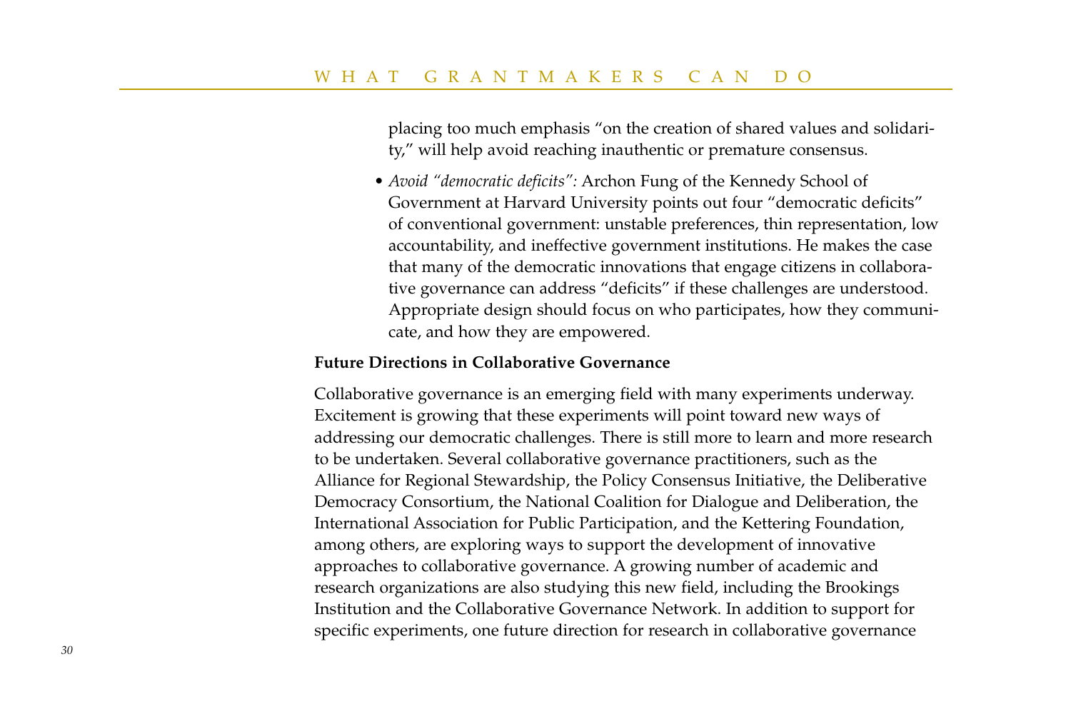placing too much emphasis "on the creation of shared values and solidarity," will help avoid reaching inauthentic or premature consensus.

- *Avoid "democratic deficits":* Archon Fung of the Kennedy School of Government at Harvard University points out four "democratic deficits" of conventional government: unstable preferences, thin representation, low accountability, and ineffective government institutions. He makes the case that many of the democratic innovations that engage citizens in collaborative governance can address "deficits" if these challenges are understood. Appropriate design should focus on who participates, how they communicate, and how they are empowered.

**Future Directions in Collaborative Governance**

Collaborative governance is an emerging field with many experiments underway. Excitement is growing that these experiments will point toward new ways of addressing our democratic challenges. There is still more to learn and more research to be undertaken. Several collaborative governance practitioners, such as the Alliance for Regional Stewardship, the Policy Consensus Initiative, the Deliberative Democracy Consortium, the National Coalition for Dialogue and Deliberation, the International Association for Public Participation, and the Kettering Foundation, among others, are exploring ways to support the development of innovative approaches to collaborative governance. A growing number of academic and research organizations are also studying this new field, including the Brookings Institution and the Collaborative Governance Network. In addition to support for specific experiments, one future direction for research in collaborative governance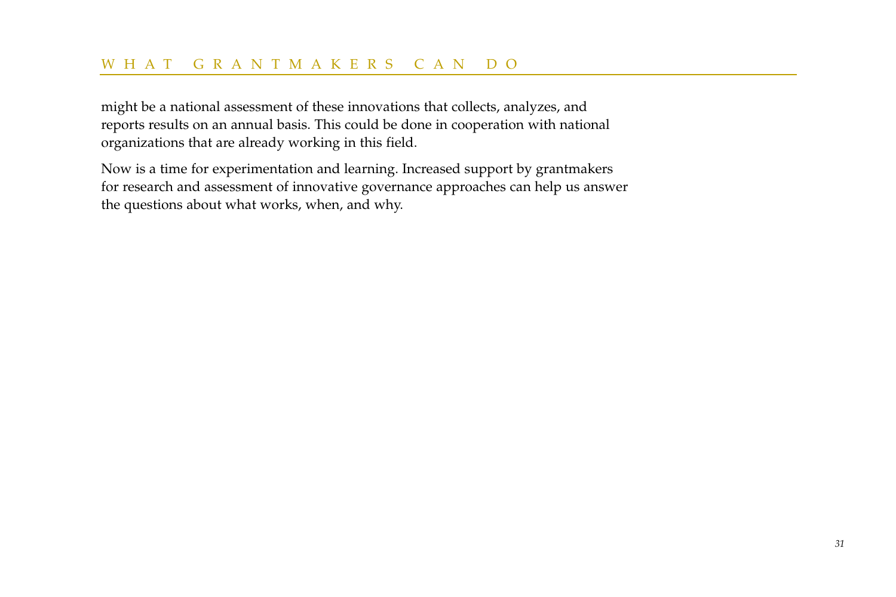might be a national assessment of these innovations that collects, analyzes, and reports results on an annual basis. This could be done in cooperation with national organizations that are already working in this field.

Now is a time for experimentation and learning. Increased support by grantmakers for research and assessment of innovative governance approaches can help us answer the questions about what works, when, and why.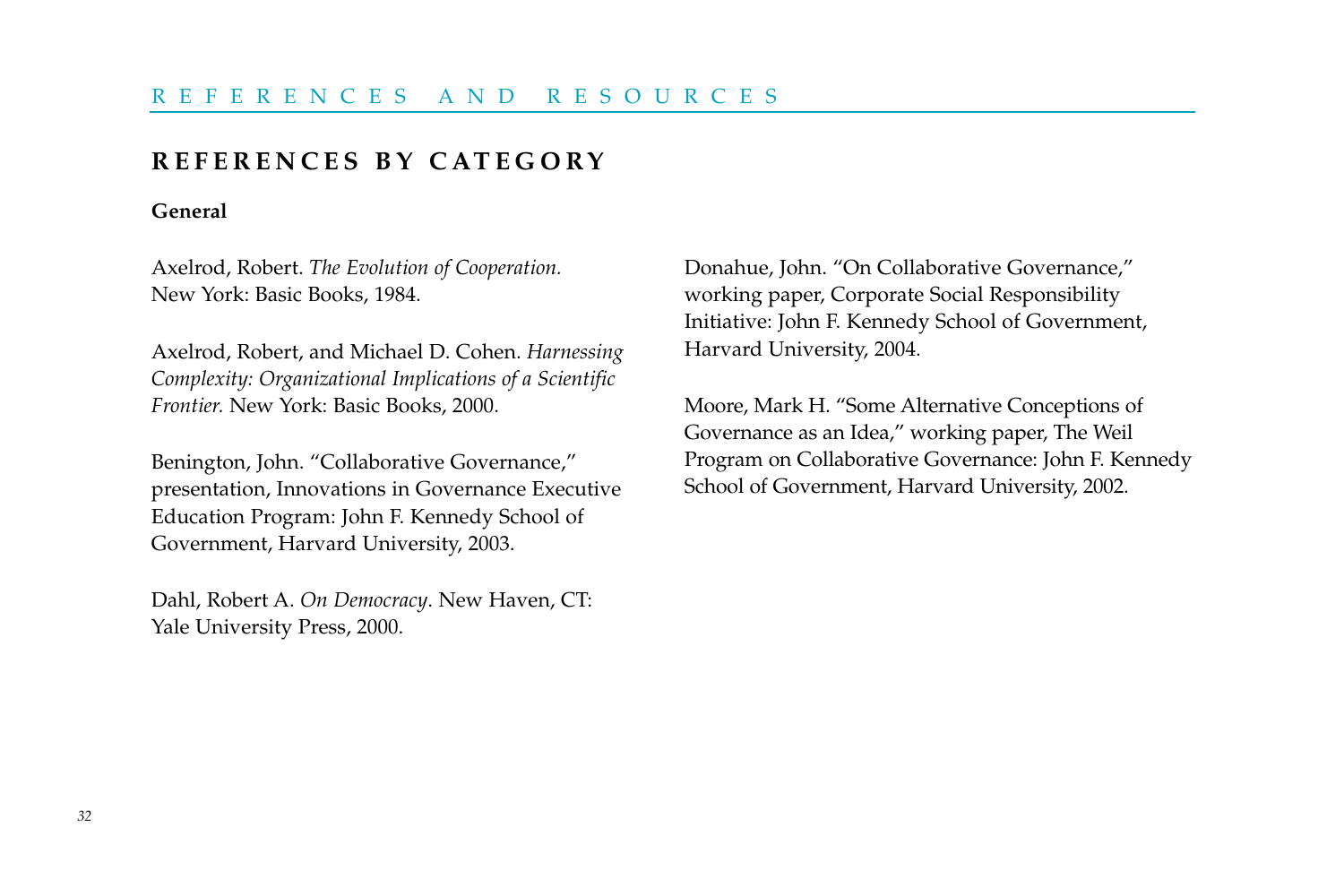## REFERENCES BY CATEGORY

### General

Axelrod, Robert. *The Evolution of Cooperation.* New York: Basic Books, 1984.

Axelrod, Robert, and Michael D. Cohen. *Harnessing Complexity: Organizational Implications of a Scientific Frontier.* New York: Basic Books, 2000.

Benington, John. "Collaborative Governance," presentation, Innovations in Governance Executive Education Program: John F. Kennedy School of Government, Harvard University, 2003.

Dahl, Robert A. *On Democracy*. New Haven, CT: Yale University Press, 2000.

Donahue, John. "On Collaborative Governance," working paper, Corporate Social Responsibility Initiative: John F. Kennedy School of Government, Harvard University, 2004.

Moore, Mark H. "Some Alternative Conceptions of Governance as an Idea," working paper, The Weil Program on Collaborative Governance: John F. Kennedy School of Government, Harvard University, 2002.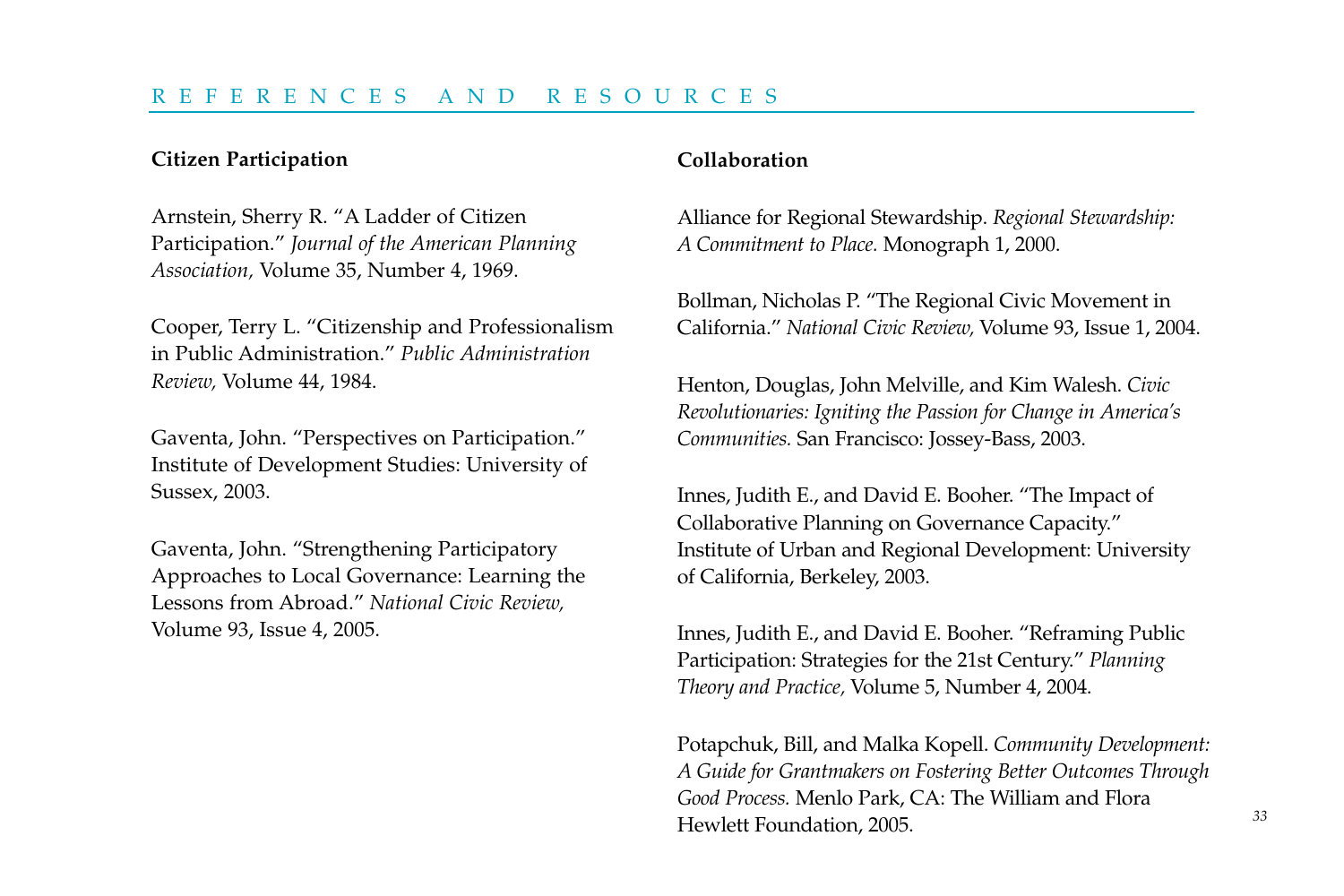# REFERENCES AND RESOURCES

### Citizen Participation

Arnstein, Sherry R. "A Ladder of Citizen Participation." *Journal of the American Planning Association,* Volume 35, Number 4, 1969.

Cooper, Terry L. "Citizenship and Professionalism in Public Administration." *Public Administration Review,* Volume 44, 1984.

Gaventa, John. "Perspectives on Participation." Institute of Development Studies: University of Sussex, 2003.

Gaventa, John. "Strengthening Participatory Approaches to Local Governance: Learning the Lessons from Abroad." *National Civic Review,* Volume 93, Issue 4, 2005.

### Collaboration

Alliance for Regional Stewardship. *Regional Stewardship: A Commitment to Place.* Monograph 1, 2000.

Bollman, Nicholas P. "The Regional Civic Movement in California." *National Civic Review,* Volume 93, Issue 1, 2004.

Henton, Douglas, John Melville, and Kim Walesh. *Civic Revolutionaries: Igniting the Passion for Change in America's Communities.* San Francisco: Jossey-Bass, 2003.

Innes, Judith E., and David E. Booher. "The Impact of Collaborative Planning on Governance Capacity." Institute of Urban and Regional Development: University of California, Berkeley, 2003.

Innes, Judith E., and David E. Booher. "Reframing Public Participation: Strategies for the 21st Century." *Planning Theory and Practice,* Volume 5, Number 4, 2004.

Potapchuk, Bill, and Malka Kopell. *Community Development: A Guide for Grantmakers on Fostering Better Outcomes Through Good Process.* Menlo Park, CA: The William and Flora Hewlett Foundation, 2005.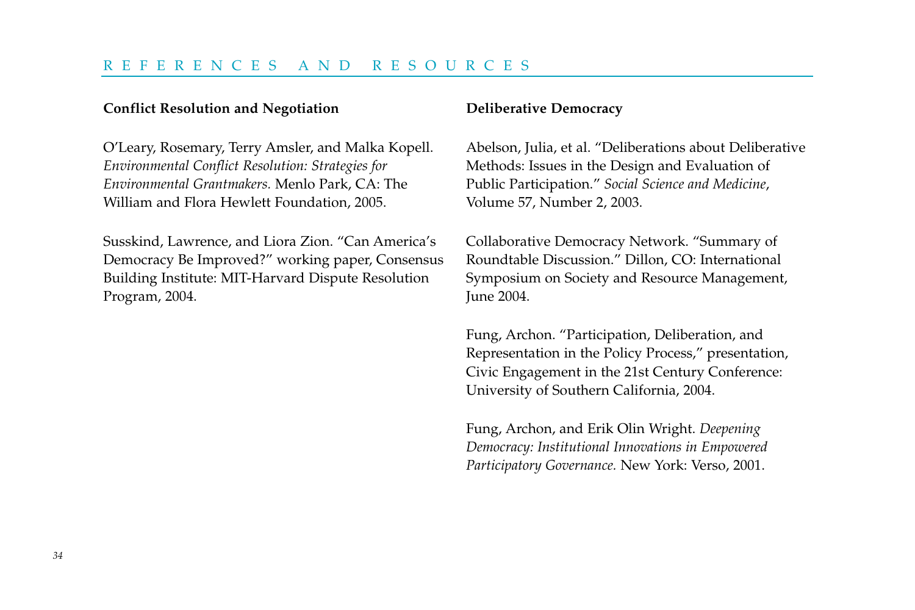## REFERENCES AND RESOURCES

### Conflict Resolution and Negotiation

O'Leary, Rosemary, Terry Amsler, and Malka Kopell. *Environmental Conflict Resolution: Strategies for Environmental Grantmakers.* Menlo Park, CA: The William and Flora Hewlett Foundation, 2005.

Susskind, Lawrence, and Liora Zion. "Can America's Democracy Be Improved?" working paper, Consensus Building Institute: MIT-Harvard Dispute Resolution Program, 2004.

### Deliberative Democracy

Abelson, Julia, et al. "Deliberations about Deliberative Methods: Issues in the Design and Evaluation of Public Participation." *Social Science and Medicine*, Volume 57, Number 2, 2003.

Collaborative Democracy Network. "Summary of Roundtable Discussion." Dillon, CO: International Symposium on Society and Resource Management, June 2004.

Fung, Archon. "Participation, Deliberation, and Representation in the Policy Process," presentation, Civic Engagement in the 21st Century Conference: University of Southern California, 2004.

Fung, Archon, and Erik Olin Wright. *Deepening Democracy: Institutional Innovations in Empowered Participatory Governance.* New York: Verso, 2001.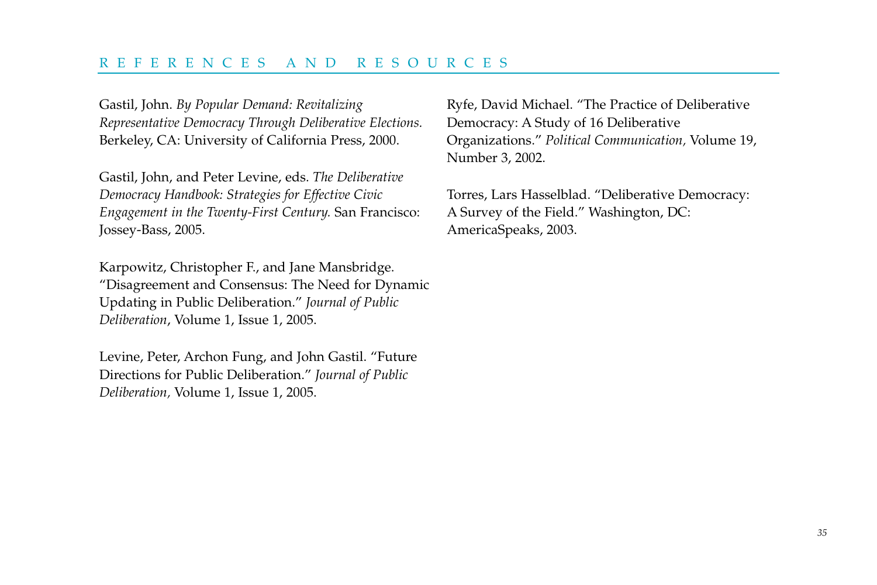## REFERENCES AND RESOURCES

Gastil, John. *By Popular Demand: Revitalizing Representative Democracy Through Deliberative Elections.* Berkeley, CA: University of California Press, 2000.

Gastil, John, and Peter Levine, eds. *The Deliberative Democracy Handbook: Strategies for Effective Civic Engagement in the Twenty-First Century.* San Francisco: Jossey-Bass, 2005.

Karpowitz, Christopher F., and Jane Mansbridge. "Disagreement and Consensus: The Need for Dynamic Updating in Public Deliberation." *Journal of Public Deliberation*, Volume 1, Issue 1, 2005.

Levine, Peter, Archon Fung, and John Gastil. "Future Directions for Public Deliberation." *Journal of Public Deliberation,* Volume 1, Issue 1, 2005.

Ryfe, David Michael. "The Practice of Deliberative Democracy: A Study of 16 Deliberative Organizations." *Political Communication,* Volume 19, Number 3, 2002.

Torres, Lars Hasselblad. "Deliberative Democracy: A Survey of the Field." Washington, DC: AmericaSpeaks, 2003.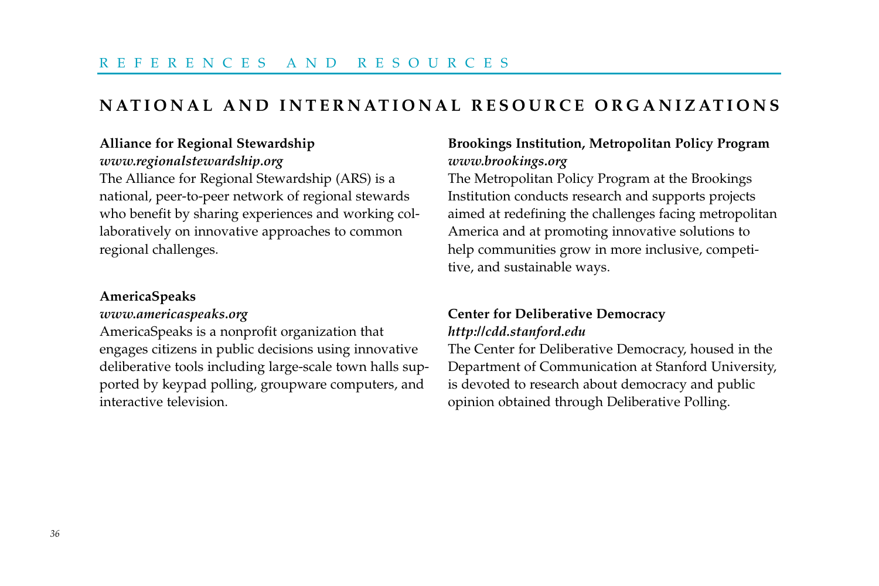## NATIONAL AND INTERNATIONAL RESOURCE ORGANIZATIONS

**Alliance for Regional Stewardship**
***www.regionalstewardship.org***
The Alliance for Regional Stewardship (ARS) is a national, peer-to-peer network of regional stewards who benefit by sharing experiences and working collaboratively on innovative approaches to common regional challenges.

**AmericaSpeaks**
***www.americaspeaks.org***
AmericaSpeaks is a nonprofit organization that engages citizens in public decisions using innovative deliberative tools including large-scale town halls supported by keypad polling, groupware computers, and interactive television.

**Brookings Institution, Metropolitan Policy Program**
***www.brookings.org***
The Metropolitan Policy Program at the Brookings Institution conducts research and supports projects aimed at redefining the challenges facing metropolitan America and at promoting innovative solutions to help communities grow in more inclusive, competitive, and sustainable ways.

**Center for Deliberative Democracy**
***http://cdd.stanford.edu***
The Center for Deliberative Democracy, housed in the Department of Communication at Stanford University, is devoted to research about democracy and public opinion obtained through Deliberative Polling.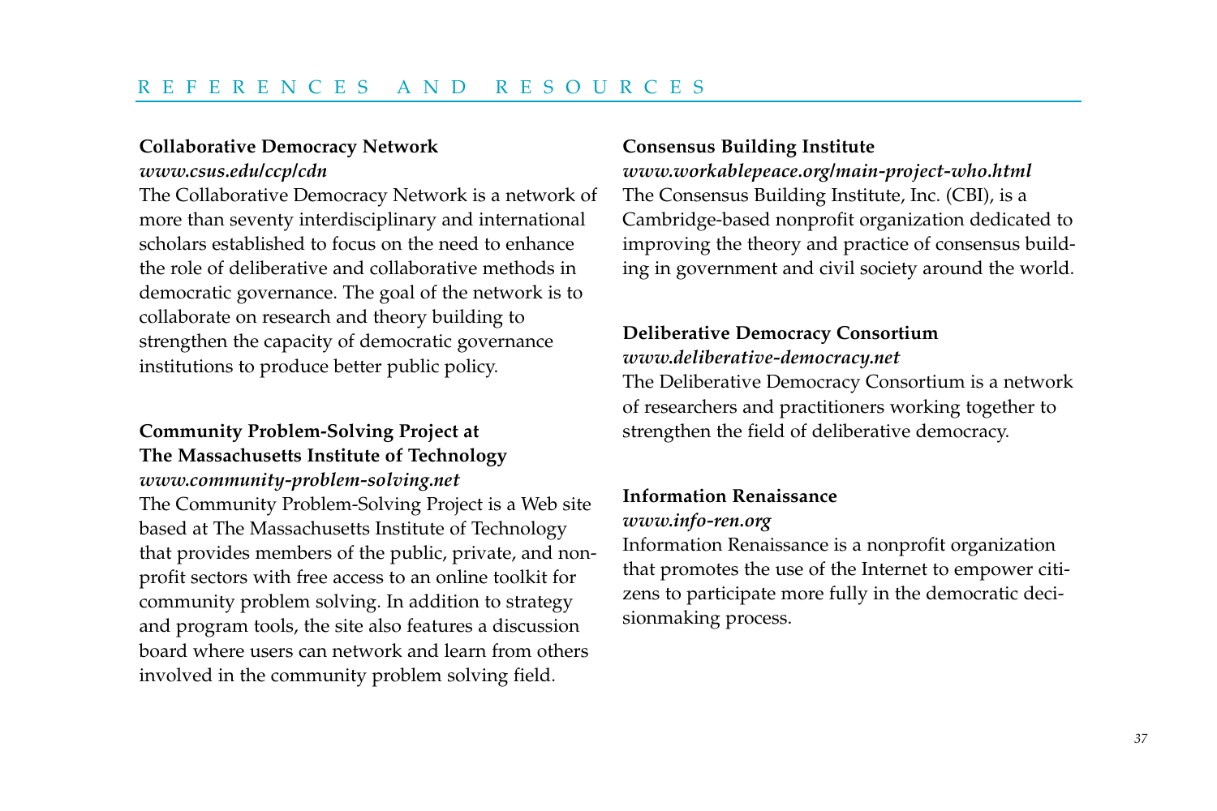## REFERENCES AND RESOURCES

**Collaborative Democracy Network**
***www.csus.edu/ccp/cdn***
The Collaborative Democracy Network is a network of more than seventy interdisciplinary and international scholars established to focus on the need to enhance the role of deliberative and collaborative methods in democratic governance. The goal of the network is to collaborate on research and theory building to strengthen the capacity of democratic governance institutions to produce better public policy.

**Community Problem-Solving Project at The Massachusetts Institute of Technology**
***www.community-problem-solving.net***
The Community Problem-Solving Project is a Web site based at The Massachusetts Institute of Technology that provides members of the public, private, and nonprofit sectors with free access to an online toolkit for community problem solving. In addition to strategy and program tools, the site also features a discussion board where users can network and learn from others involved in the community problem solving field.

**Consensus Building Institute**
***www.workablepeace.org/main-project-who.html***
The Consensus Building Institute, Inc. (CBI), is a Cambridge-based nonprofit organization dedicated to improving the theory and practice of consensus building in government and civil society around the world.

**Deliberative Democracy Consortium**
***www.deliberative-democracy.net***
The Deliberative Democracy Consortium is a network of researchers and practitioners working together to strengthen the field of deliberative democracy.

**Information Renaissance**
***www.info-ren.org***
Information Renaissance is a nonprofit organization that promotes the use of the Internet to empower citizens to participate more fully in the democratic decisionmaking process.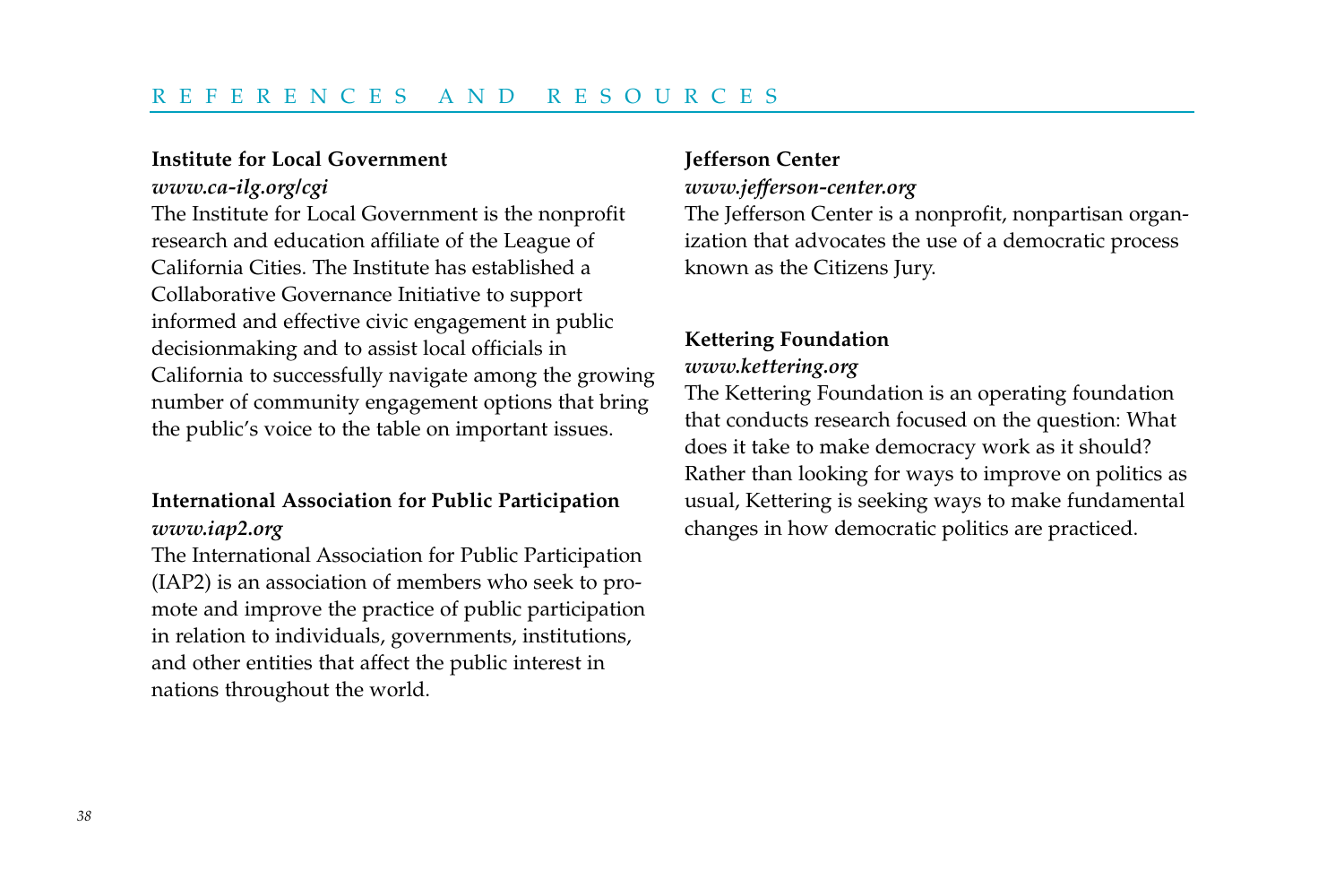## REFERENCES AND RESOURCES

**Institute for Local Government**
***www.ca-ilg.org/cgi***
The Institute for Local Government is the nonprofit research and education affiliate of the League of California Cities. The Institute has established a Collaborative Governance Initiative to support informed and effective civic engagement in public decisionmaking and to assist local officials in California to successfully navigate among the growing number of community engagement options that bring the public's voice to the table on important issues.

**International Association for Public Participation**
***www.iap2.org***
The International Association for Public Participation (IAP2) is an association of members who seek to promote and improve the practice of public participation in relation to individuals, governments, institutions, and other entities that affect the public interest in nations throughout the world.

**Jefferson Center**
***www.jefferson-center.org***
The Jefferson Center is a nonprofit, nonpartisan organization that advocates the use of a democratic process known as the Citizens Jury.

**Kettering Foundation**
***www.kettering.org***
The Kettering Foundation is an operating foundation that conducts research focused on the question: What does it take to make democracy work as it should? Rather than looking for ways to improve on politics as usual, Kettering is seeking ways to make fundamental changes in how democratic politics are practiced.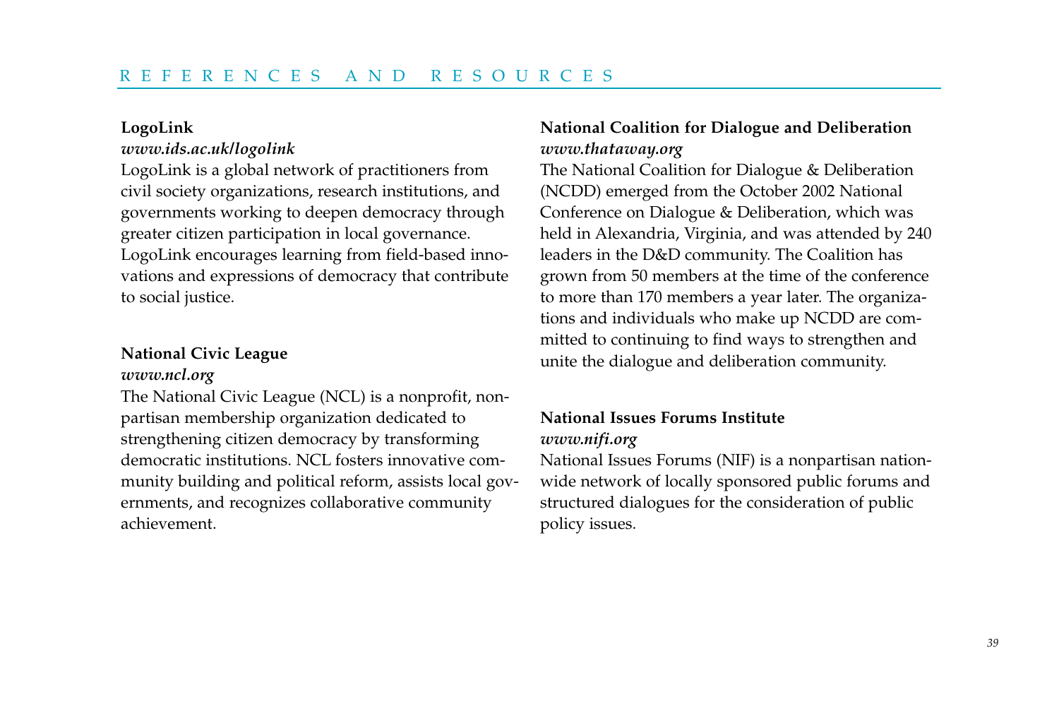**LogoLink**
*www.ids.ac.uk/logolink*
LogoLink is a global network of practitioners from civil society organizations, research institutions, and governments working to deepen democracy through greater citizen participation in local governance. LogoLink encourages learning from field-based innovations and expressions of democracy that contribute to social justice.

**National Civic League**
*www.ncl.org*
The National Civic League (NCL) is a nonprofit, nonpartisan membership organization dedicated to strengthening citizen democracy by transforming democratic institutions. NCL fosters innovative community building and political reform, assists local governments, and recognizes collaborative community achievement.

**National Coalition for Dialogue and Deliberation**
*www.thataway.org*
The National Coalition for Dialogue & Deliberation (NCDD) emerged from the October 2002 National Conference on Dialogue & Deliberation, which was held in Alexandria, Virginia, and was attended by 240 leaders in the D&D community. The Coalition has grown from 50 members at the time of the conference to more than 170 members a year later. The organizations and individuals who make up NCDD are committed to continuing to find ways to strengthen and unite the dialogue and deliberation community.

**National Issues Forums Institute**
*www.nifi.org*
National Issues Forums (NIF) is a nonpartisan nationwide network of locally sponsored public forums and structured dialogues for the consideration of public policy issues.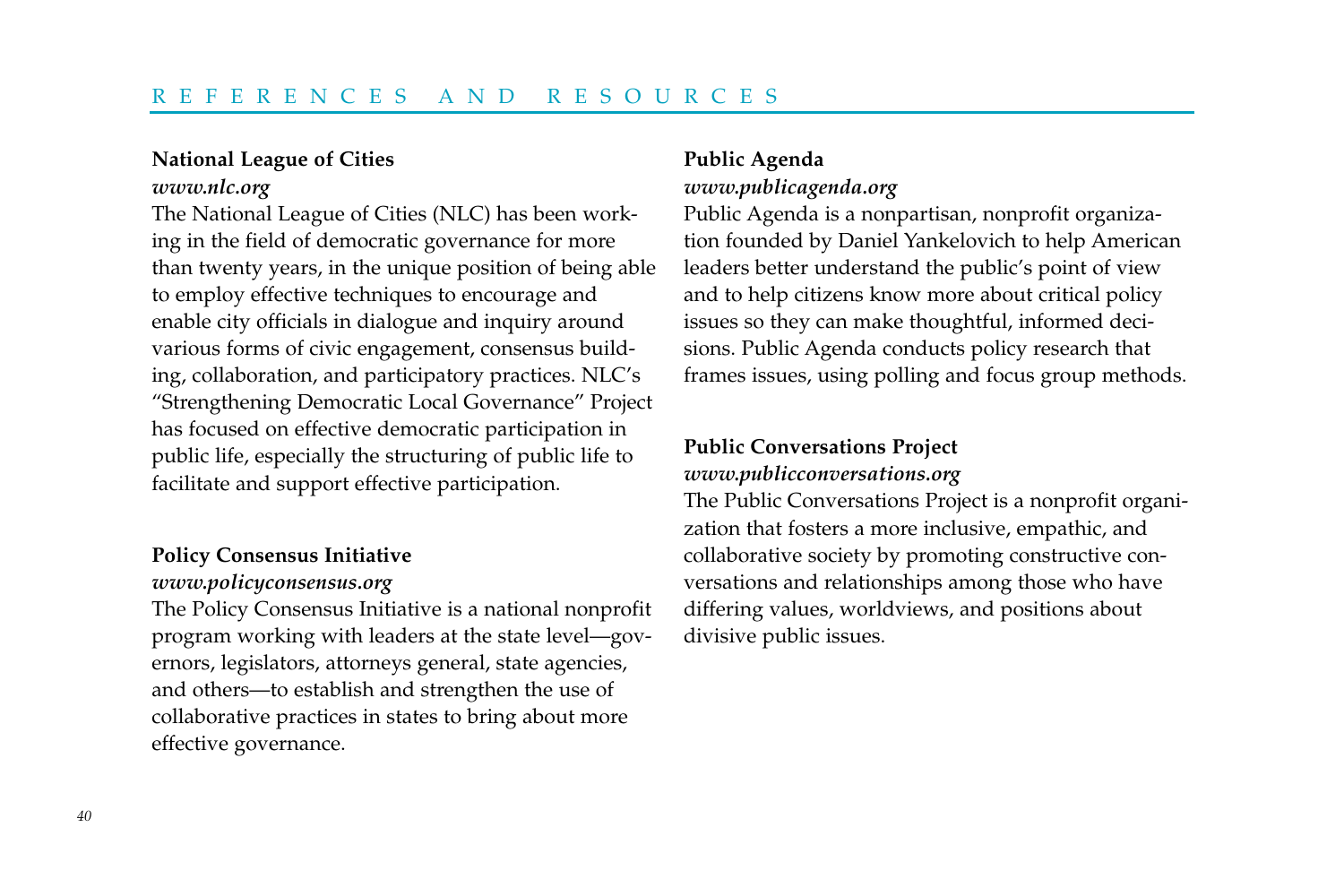## REFERENCES AND RESOURCES

**National League of Cities**
***www.nlc.org***
The National League of Cities (NLC) has been working in the field of democratic governance for more than twenty years, in the unique position of being able to employ effective techniques to encourage and enable city officials in dialogue and inquiry around various forms of civic engagement, consensus building, collaboration, and participatory practices. NLC's "Strengthening Democratic Local Governance" Project has focused on effective democratic participation in public life, especially the structuring of public life to facilitate and support effective participation.

**Policy Consensus Initiative**
***www.policyconsensus.org***
The Policy Consensus Initiative is a national nonprofit program working with leaders at the state level—governors, legislators, attorneys general, state agencies, and others—to establish and strengthen the use of collaborative practices in states to bring about more effective governance.

**Public Agenda**
***www.publicagenda.org***
Public Agenda is a nonpartisan, nonprofit organization founded by Daniel Yankelovich to help American leaders better understand the public's point of view and to help citizens know more about critical policy issues so they can make thoughtful, informed decisions. Public Agenda conducts policy research that frames issues, using polling and focus group methods.

**Public Conversations Project**
***www.publicconversations.org***
The Public Conversations Project is a nonprofit organization that fosters a more inclusive, empathic, and collaborative society by promoting constructive conversations and relationships among those who have differing values, worldviews, and positions about divisive public issues.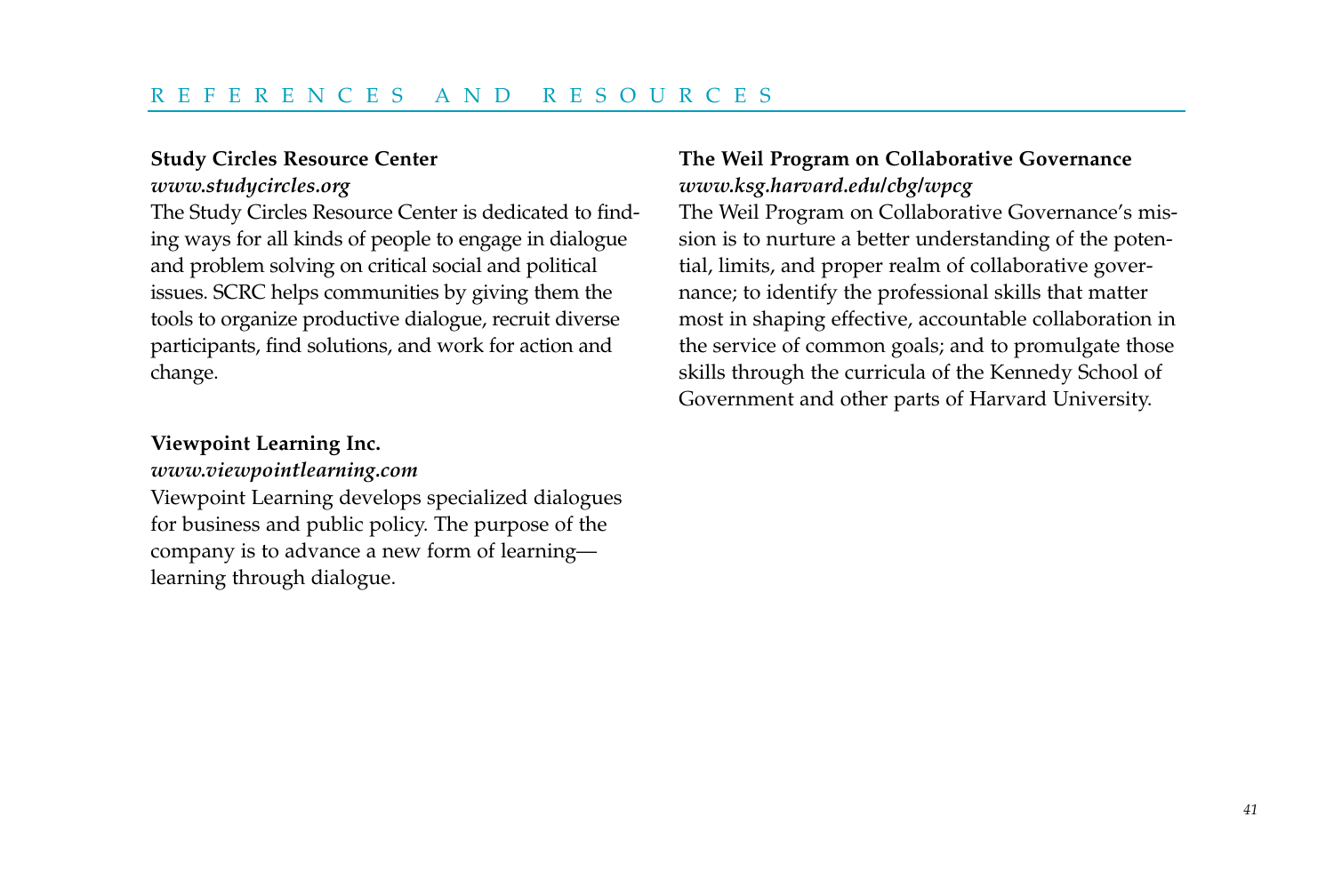**Study Circles Resource Center**
***www.studycircles.org***
The Study Circles Resource Center is dedicated to finding ways for all kinds of people to engage in dialogue and problem solving on critical social and political issues. SCRC helps communities by giving them the tools to organize productive dialogue, recruit diverse participants, find solutions, and work for action and change.

**Viewpoint Learning Inc.**
***www.viewpointlearning.com***
Viewpoint Learning develops specialized dialogues for business and public policy. The purpose of the company is to advance a new form of learning—learning through dialogue.

**The Weil Program on Collaborative Governance**
***www.ksg.harvard.edu/cbg/wpcg***
The Weil Program on Collaborative Governance's mission is to nurture a better understanding of the potential, limits, and proper realm of collaborative governance; to identify the professional skills that matter most in shaping effective, accountable collaboration in the service of common goals; and to promulgate those skills through the curricula of the Kennedy School of Government and other parts of Harvard University.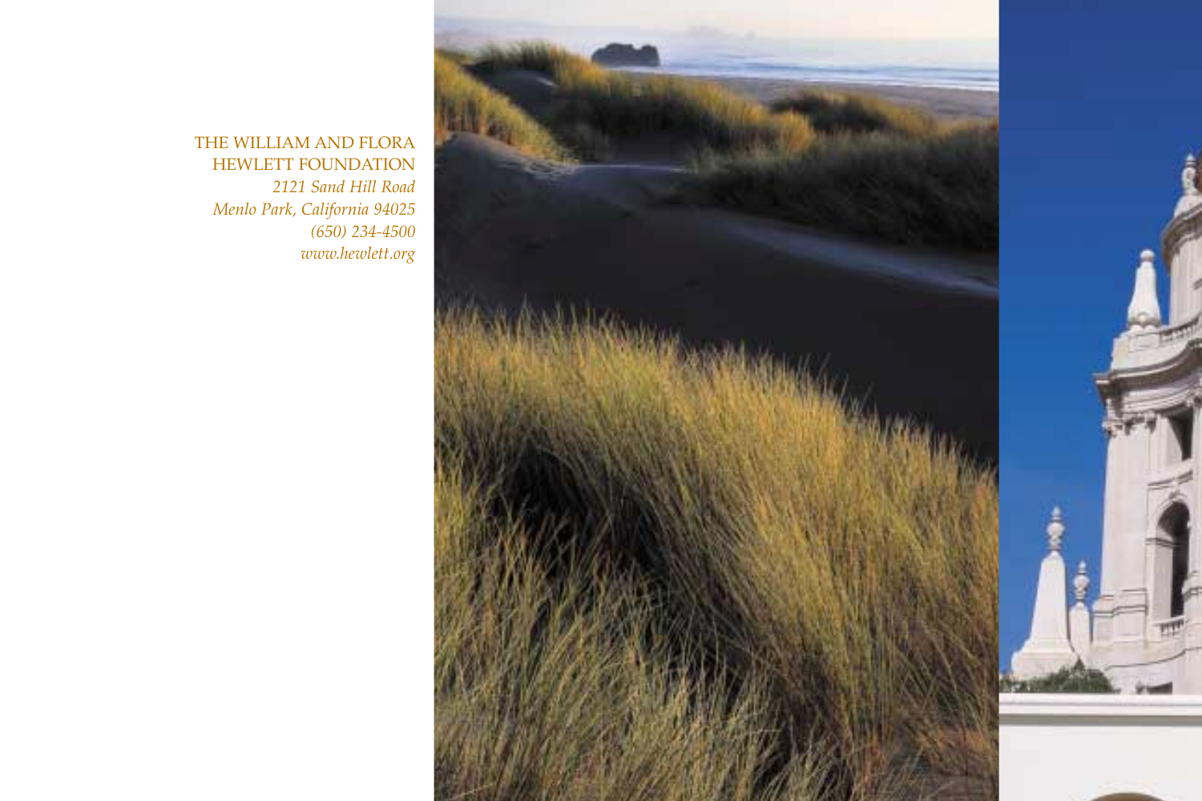THE WILLIAM AND FLORA
HEWLETT FOUNDATION

*2121 Sand Hill Road*
*Menlo Park, California 94025*
*(650) 234-4500*
*www.hewlett.org*